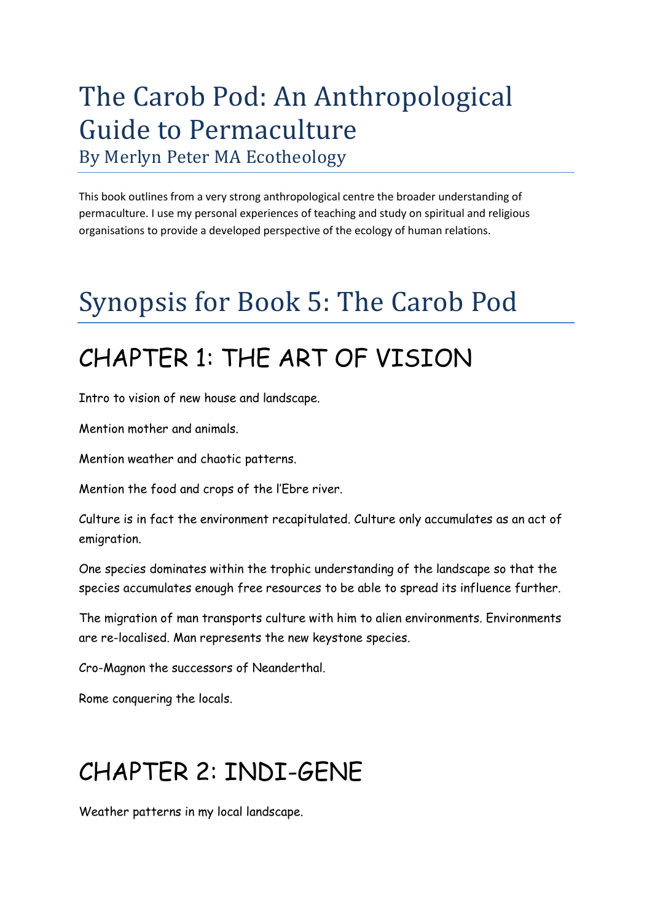# The Carob Pod: An Anthropological Guide to Permaculture

By Merlyn Peter MA Ecotheology

This book outlines from a very strong anthropological centre the broader understanding of permaculture. I use my personal experiences of teaching and study on spiritual and religious organisations to provide a developed perspective of the ecology of human relations.

# Synopsis for Book 5: The Carob Pod

## CHAPTER 1: THE ART OF VISION

Intro to vision of new house and landscape.

Mention mother and animals.

Mention weather and chaotic patterns.

Mention the food and crops of the l'Ebre river.

Culture is in fact the environment recapitulated. Culture only accumulates as an act of emigration.

One species dominates within the trophic understanding of the landscape so that the species accumulates enough free resources to be able to spread its influence further.

The migration of man transports culture with him to alien environments. Environments are re-localised. Man represents the new keystone species.

Cro-Magnon the successors of Neanderthal.

Rome conquering the locals.

## CHAPTER 2: INDI-GENE

Weather patterns in my local landscape.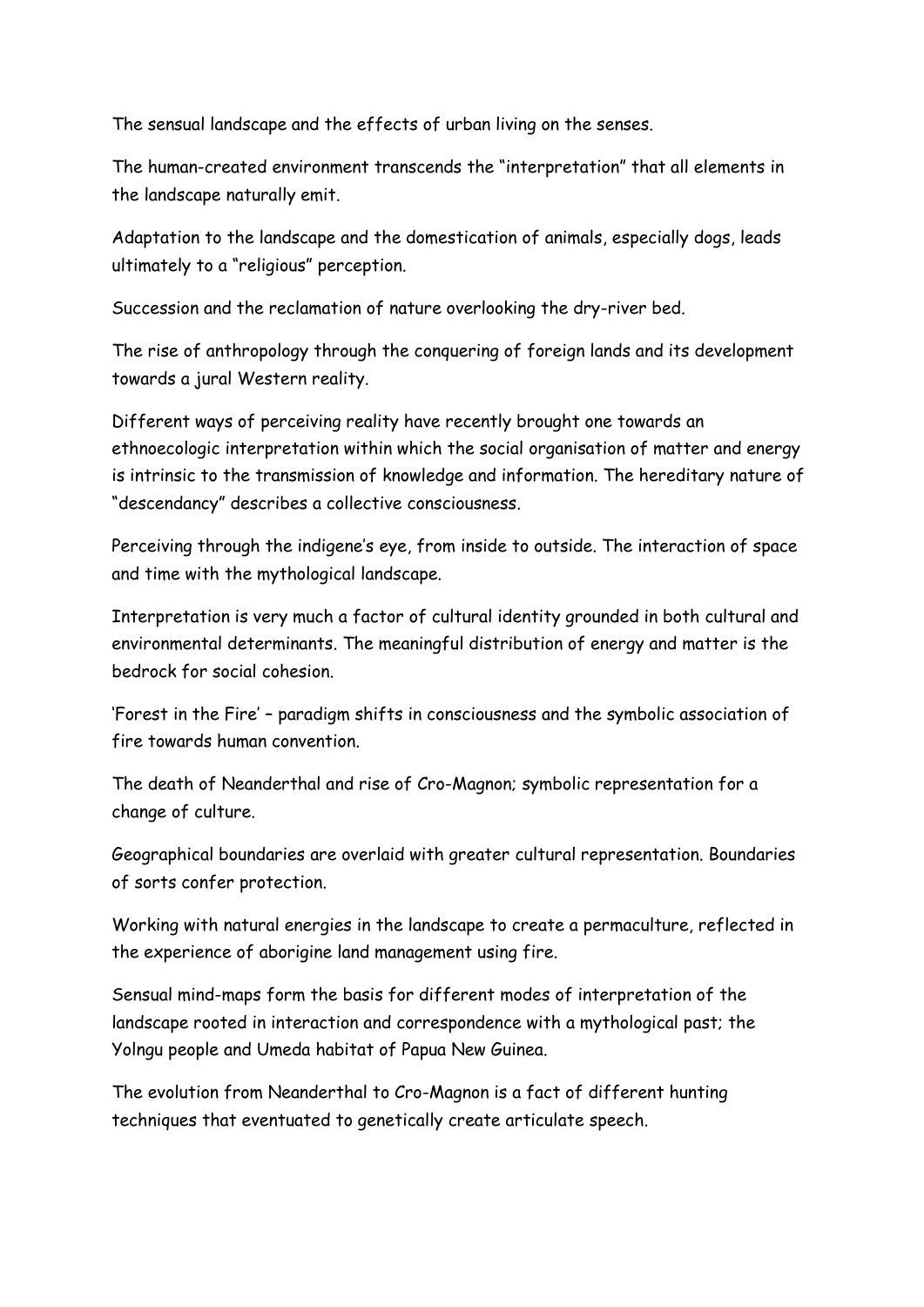The sensual landscape and the effects of urban living on the senses.

The human-created environment transcends the "interpretation" that all elements in the landscape naturally emit.

Adaptation to the landscape and the domestication of animals, especially dogs, leads ultimately to a "religious" perception.

Succession and the reclamation of nature overlooking the dry-river bed.

The rise of anthropology through the conquering of foreign lands and its development towards a jural Western reality.

Different ways of perceiving reality have recently brought one towards an ethnoecologic interpretation within which the social organisation of matter and energy is intrinsic to the transmission of knowledge and information. The hereditary nature of "descendancy" describes a collective consciousness.

Perceiving through the indigene's eye, from inside to outside. The interaction of space and time with the mythological landscape.

Interpretation is very much a factor of cultural identity grounded in both cultural and environmental determinants. The meaningful distribution of energy and matter is the bedrock for social cohesion.

'Forest in the Fire' – paradigm shifts in consciousness and the symbolic association of fire towards human convention.

The death of Neanderthal and rise of Cro-Magnon; symbolic representation for a change of culture.

Geographical boundaries are overlaid with greater cultural representation. Boundaries of sorts confer protection.

Working with natural energies in the landscape to create a permaculture, reflected in the experience of aborigine land management using fire.

Sensual mind-maps form the basis for different modes of interpretation of the landscape rooted in interaction and correspondence with a mythological past; the Yolngu people and Umeda habitat of Papua New Guinea.

The evolution from Neanderthal to Cro-Magnon is a fact of different hunting techniques that eventuated to genetically create articulate speech.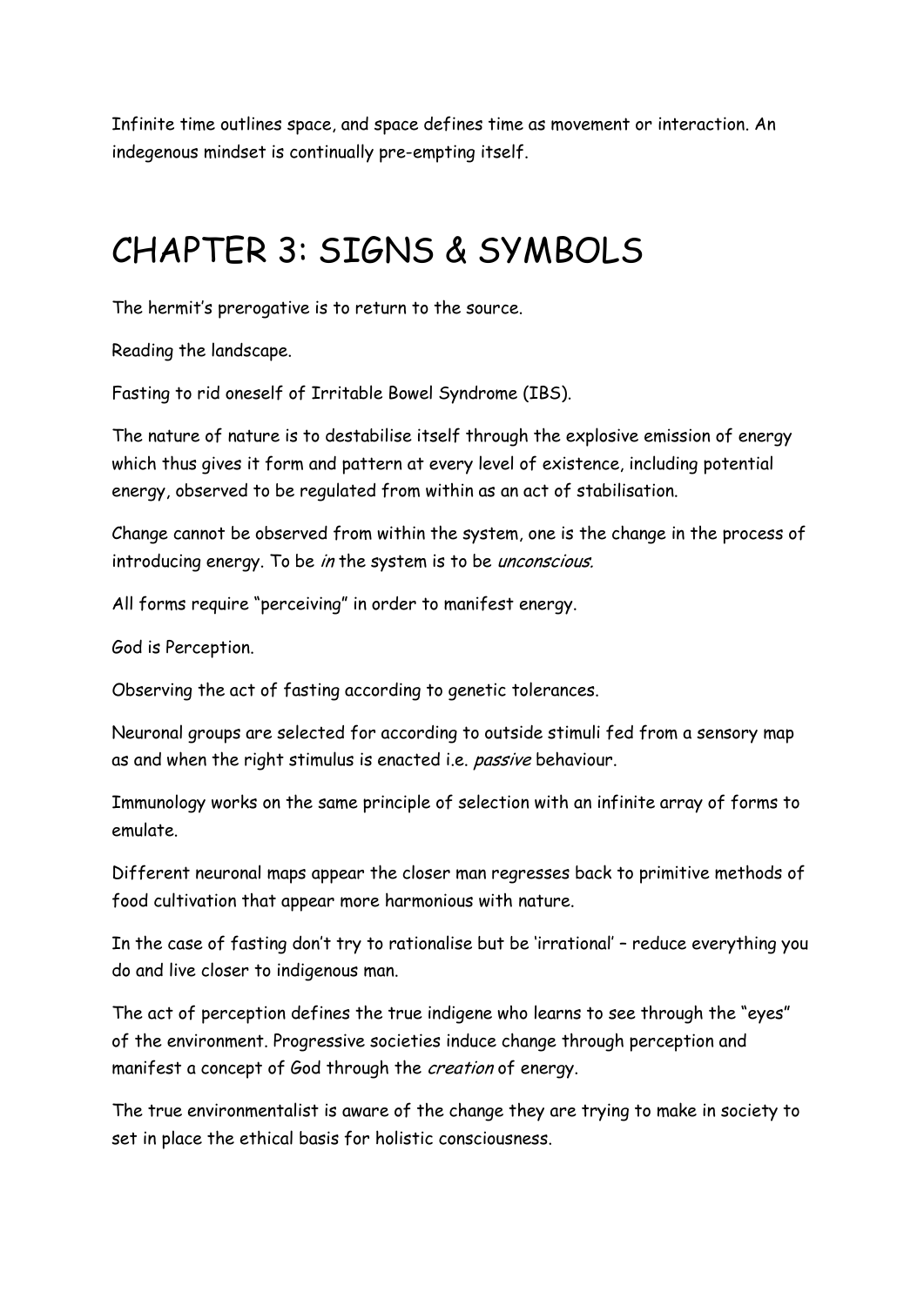Infinite time outlines space, and space defines time as movement or interaction. An indegenous mindset is continually pre-empting itself.

# CHAPTER 3: SIGNS & SYMBOLS

The hermit's prerogative is to return to the source.

Reading the landscape.

Fasting to rid oneself of Irritable Bowel Syndrome (IBS).

The nature of nature is to destabilise itself through the explosive emission of energy which thus gives it form and pattern at every level of existence, including potential energy, observed to be regulated from within as an act of stabilisation.

Change cannot be observed from within the system, one is the change in the process of introducing energy. To be *in* the system is to be *unconscious.*

All forms require "perceiving" in order to manifest energy.

God is Perception.

Observing the act of fasting according to genetic tolerances.

Neuronal groups are selected for according to outside stimuli fed from a sensory map as and when the right stimulus is enacted i.e. *passive* behaviour.

Immunology works on the same principle of selection with an infinite array of forms to emulate.

Different neuronal maps appear the closer man regresses back to primitive methods of food cultivation that appear more harmonious with nature.

In the case of fasting don't try to rationalise but be 'irrational' – reduce everything you do and live closer to indigenous man.

The act of perception defines the true indigene who learns to see through the "eyes" of the environment. Progressive societies induce change through perception and manifest a concept of God through the *creation* of energy.

The true environmentalist is aware of the change they are trying to make in society to set in place the ethical basis for holistic consciousness.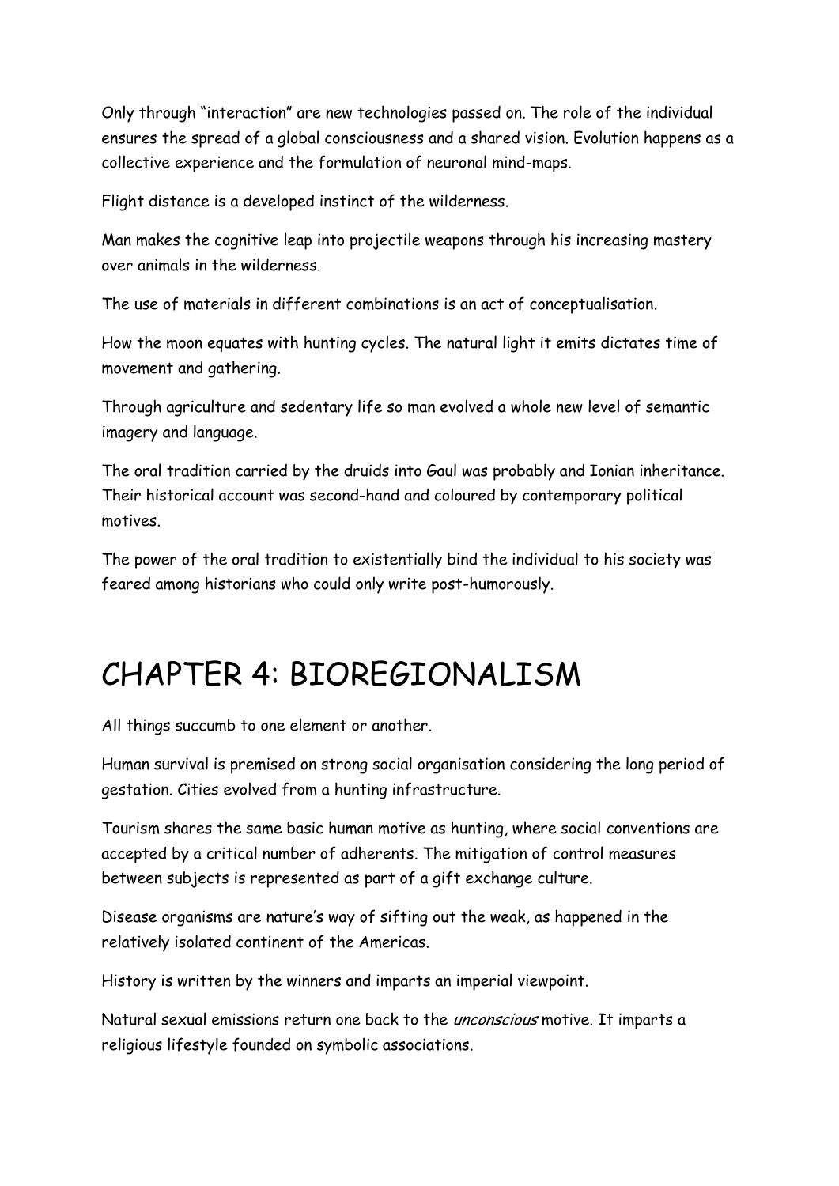Only through "interaction" are new technologies passed on. The role of the individual ensures the spread of a global consciousness and a shared vision. Evolution happens as a collective experience and the formulation of neuronal mind-maps.

Flight distance is a developed instinct of the wilderness.

Man makes the cognitive leap into projectile weapons through his increasing mastery over animals in the wilderness.

The use of materials in different combinations is an act of conceptualisation.

How the moon equates with hunting cycles. The natural light it emits dictates time of movement and gathering.

Through agriculture and sedentary life so man evolved a whole new level of semantic imagery and language.

The oral tradition carried by the druids into Gaul was probably and Ionian inheritance. Their historical account was second-hand and coloured by contemporary political motives.

The power of the oral tradition to existentially bind the individual to his society was feared among historians who could only write post-humorously.

# CHAPTER 4: BIOREGIONALISM

All things succumb to one element or another.

Human survival is premised on strong social organisation considering the long period of gestation. Cities evolved from a hunting infrastructure.

Tourism shares the same basic human motive as hunting, where social conventions are accepted by a critical number of adherents. The mitigation of control measures between subjects is represented as part of a gift exchange culture.

Disease organisms are nature's way of sifting out the weak, as happened in the relatively isolated continent of the Americas.

History is written by the winners and imparts an imperial viewpoint.

Natural sexual emissions return one back to the *unconscious* motive. It imparts a religious lifestyle founded on symbolic associations.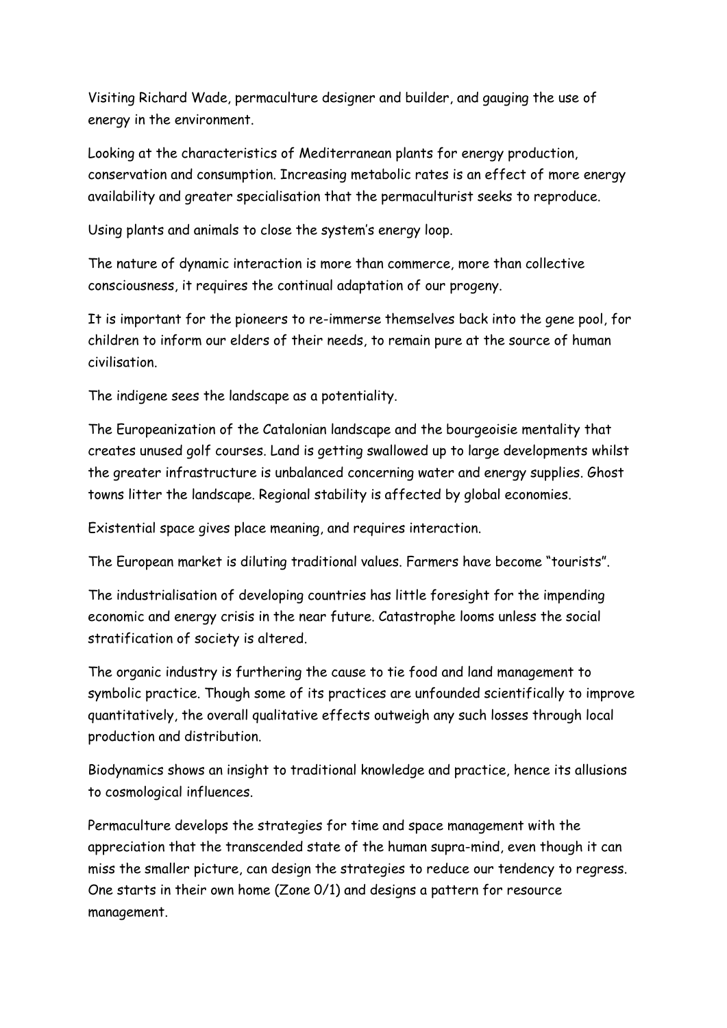Visiting Richard Wade, permaculture designer and builder, and gauging the use of energy in the environment.

Looking at the characteristics of Mediterranean plants for energy production, conservation and consumption. Increasing metabolic rates is an effect of more energy availability and greater specialisation that the permaculturist seeks to reproduce.

Using plants and animals to close the system's energy loop.

The nature of dynamic interaction is more than commerce, more than collective consciousness, it requires the continual adaptation of our progeny.

It is important for the pioneers to re-immerse themselves back into the gene pool, for children to inform our elders of their needs, to remain pure at the source of human civilisation.

The indigene sees the landscape as a potentiality.

The Europeanization of the Catalonian landscape and the bourgeoisie mentality that creates unused golf courses. Land is getting swallowed up to large developments whilst the greater infrastructure is unbalanced concerning water and energy supplies. Ghost towns litter the landscape. Regional stability is affected by global economies.

Existential space gives place meaning, and requires interaction.

The European market is diluting traditional values. Farmers have become "tourists".

The industrialisation of developing countries has little foresight for the impending economic and energy crisis in the near future. Catastrophe looms unless the social stratification of society is altered.

The organic industry is furthering the cause to tie food and land management to symbolic practice. Though some of its practices are unfounded scientifically to improve quantitatively, the overall qualitative effects outweigh any such losses through local production and distribution.

Biodynamics shows an insight to traditional knowledge and practice, hence its allusions to cosmological influences.

Permaculture develops the strategies for time and space management with the appreciation that the transcended state of the human supra-mind, even though it can miss the smaller picture, can design the strategies to reduce our tendency to regress. One starts in their own home (Zone 0/1) and designs a pattern for resource management.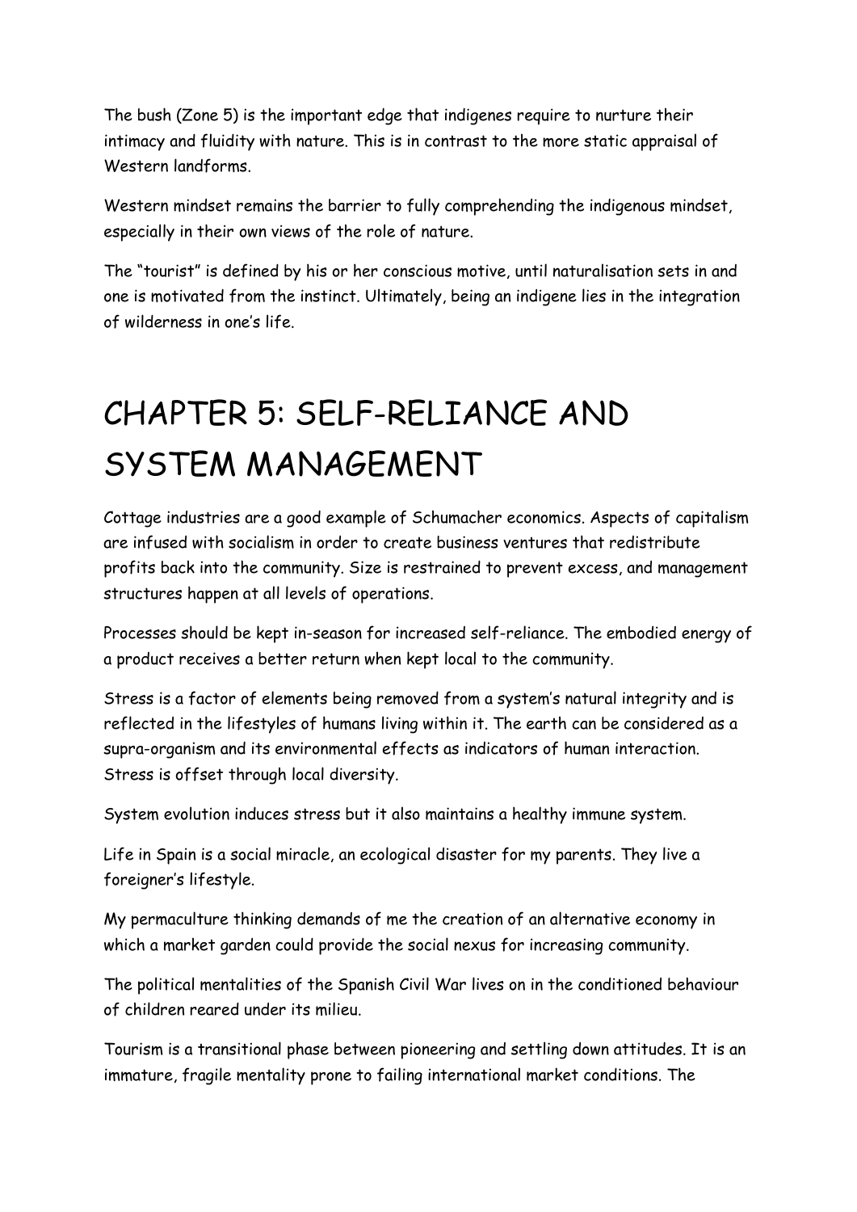The bush (Zone 5) is the important edge that indigenes require to nurture their intimacy and fluidity with nature. This is in contrast to the more static appraisal of Western landforms.

Western mindset remains the barrier to fully comprehending the indigenous mindset, especially in their own views of the role of nature.

The "tourist" is defined by his or her conscious motive, until naturalisation sets in and one is motivated from the instinct. Ultimately, being an indigene lies in the integration of wilderness in one's life.

# CHAPTER 5: SELF-RELIANCE AND SYSTEM MANAGEMENT

Cottage industries are a good example of Schumacher economics. Aspects of capitalism are infused with socialism in order to create business ventures that redistribute profits back into the community. Size is restrained to prevent excess, and management structures happen at all levels of operations.

Processes should be kept in-season for increased self-reliance. The embodied energy of a product receives a better return when kept local to the community.

Stress is a factor of elements being removed from a system's natural integrity and is reflected in the lifestyles of humans living within it. The earth can be considered as a supra-organism and its environmental effects as indicators of human interaction. Stress is offset through local diversity.

System evolution induces stress but it also maintains a healthy immune system.

Life in Spain is a social miracle, an ecological disaster for my parents. They live a foreigner's lifestyle.

My permaculture thinking demands of me the creation of an alternative economy in which a market garden could provide the social nexus for increasing community.

The political mentalities of the Spanish Civil War lives on in the conditioned behaviour of children reared under its milieu.

Tourism is a transitional phase between pioneering and settling down attitudes. It is an immature, fragile mentality prone to failing international market conditions. The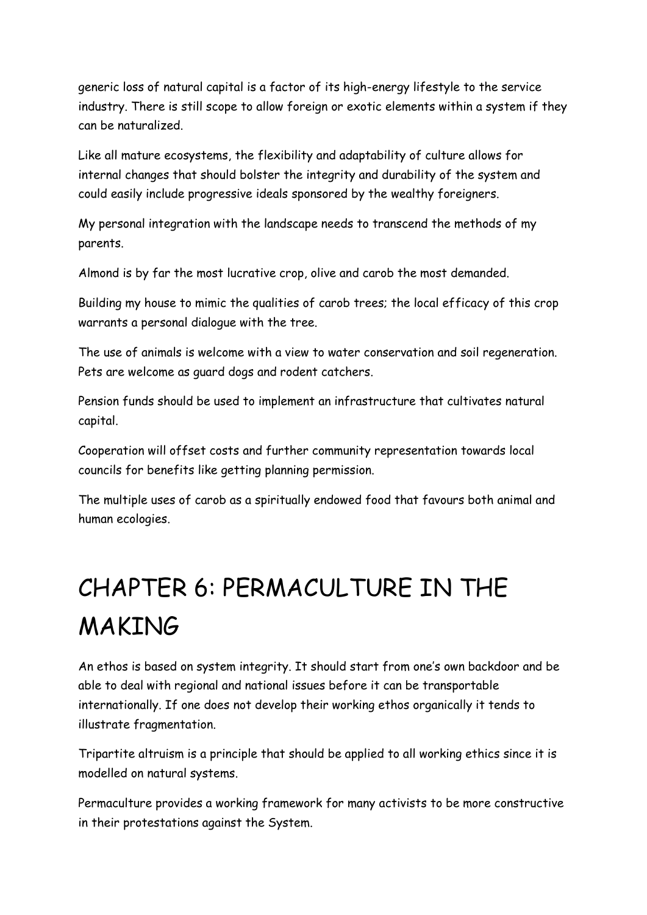generic loss of natural capital is a factor of its high-energy lifestyle to the service industry. There is still scope to allow foreign or exotic elements within a system if they can be naturalized.

Like all mature ecosystems, the flexibility and adaptability of culture allows for internal changes that should bolster the integrity and durability of the system and could easily include progressive ideals sponsored by the wealthy foreigners.

My personal integration with the landscape needs to transcend the methods of my parents.

Almond is by far the most lucrative crop, olive and carob the most demanded.

Building my house to mimic the qualities of carob trees; the local efficacy of this crop warrants a personal dialogue with the tree.

The use of animals is welcome with a view to water conservation and soil regeneration. Pets are welcome as guard dogs and rodent catchers.

Pension funds should be used to implement an infrastructure that cultivates natural capital.

Cooperation will offset costs and further community representation towards local councils for benefits like getting planning permission.

The multiple uses of carob as a spiritually endowed food that favours both animal and human ecologies.

# CHAPTER 6: PERMACULTURE IN THE MAKING

An ethos is based on system integrity. It should start from one's own backdoor and be able to deal with regional and national issues before it can be transportable internationally. If one does not develop their working ethos organically it tends to illustrate fragmentation.

Tripartite altruism is a principle that should be applied to all working ethics since it is modelled on natural systems.

Permaculture provides a working framework for many activists to be more constructive in their protestations against the System.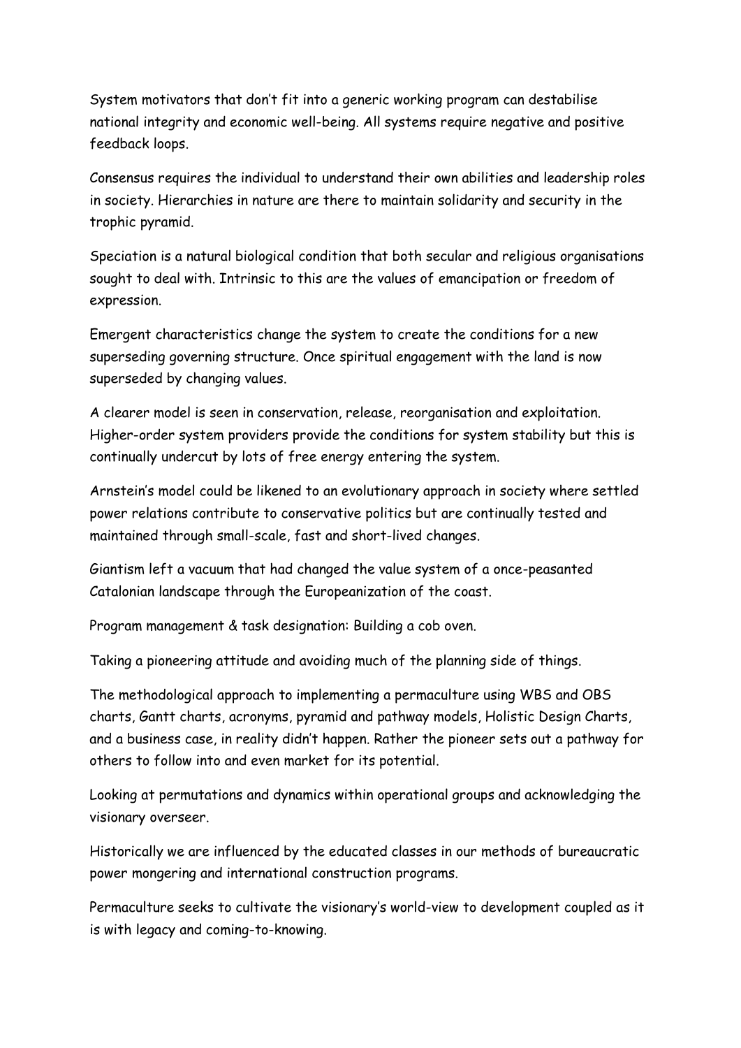System motivators that don't fit into a generic working program can destabilise national integrity and economic well-being. All systems require negative and positive feedback loops.

Consensus requires the individual to understand their own abilities and leadership roles in society. Hierarchies in nature are there to maintain solidarity and security in the trophic pyramid.

Speciation is a natural biological condition that both secular and religious organisations sought to deal with. Intrinsic to this are the values of emancipation or freedom of expression.

Emergent characteristics change the system to create the conditions for a new superseding governing structure. Once spiritual engagement with the land is now superseded by changing values.

A clearer model is seen in conservation, release, reorganisation and exploitation. Higher-order system providers provide the conditions for system stability but this is continually undercut by lots of free energy entering the system.

Arnstein's model could be likened to an evolutionary approach in society where settled power relations contribute to conservative politics but are continually tested and maintained through small-scale, fast and short-lived changes.

Giantism left a vacuum that had changed the value system of a once-peasanted Catalonian landscape through the Europeanization of the coast.

Program management & task designation: Building a cob oven.

Taking a pioneering attitude and avoiding much of the planning side of things.

The methodological approach to implementing a permaculture using WBS and OBS charts, Gantt charts, acronyms, pyramid and pathway models, Holistic Design Charts, and a business case, in reality didn't happen. Rather the pioneer sets out a pathway for others to follow into and even market for its potential.

Looking at permutations and dynamics within operational groups and acknowledging the visionary overseer.

Historically we are influenced by the educated classes in our methods of bureaucratic power mongering and international construction programs.

Permaculture seeks to cultivate the visionary's world-view to development coupled as it is with legacy and coming-to-knowing.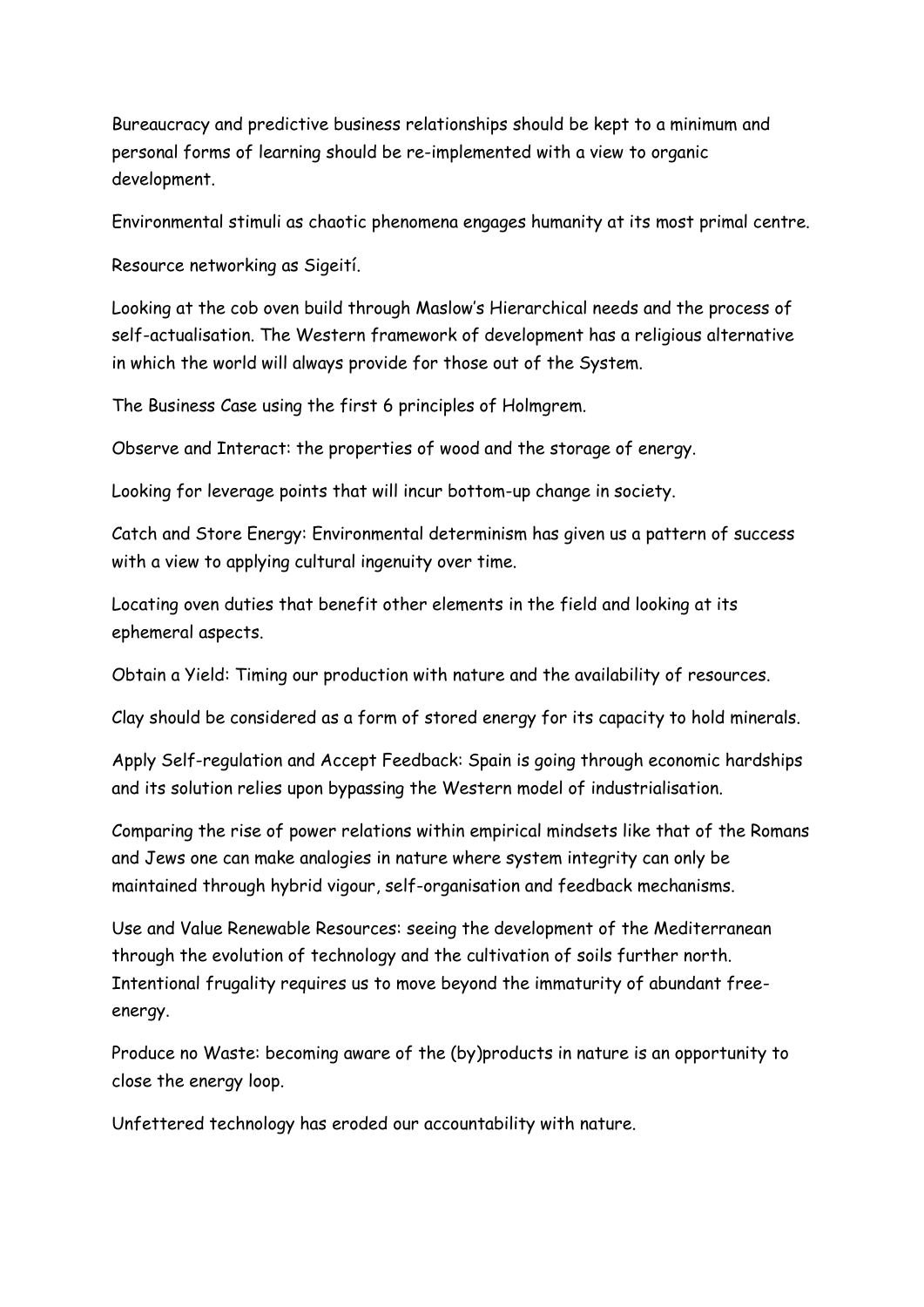Bureaucracy and predictive business relationships should be kept to a minimum and personal forms of learning should be re-implemented with a view to organic development.

Environmental stimuli as chaotic phenomena engages humanity at its most primal centre.

Resource networking as Sigeití.

Looking at the cob oven build through Maslow's Hierarchical needs and the process of self-actualisation. The Western framework of development has a religious alternative in which the world will always provide for those out of the System.

The Business Case using the first 6 principles of Holmgrem.

Observe and Interact: the properties of wood and the storage of energy.

Looking for leverage points that will incur bottom-up change in society.

Catch and Store Energy: Environmental determinism has given us a pattern of success with a view to applying cultural ingenuity over time.

Locating oven duties that benefit other elements in the field and looking at its ephemeral aspects.

Obtain a Yield: Timing our production with nature and the availability of resources.

Clay should be considered as a form of stored energy for its capacity to hold minerals.

Apply Self-regulation and Accept Feedback: Spain is going through economic hardships and its solution relies upon bypassing the Western model of industrialisation.

Comparing the rise of power relations within empirical mindsets like that of the Romans and Jews one can make analogies in nature where system integrity can only be maintained through hybrid vigour, self-organisation and feedback mechanisms.

Use and Value Renewable Resources: seeing the development of the Mediterranean through the evolution of technology and the cultivation of soils further north. Intentional frugality requires us to move beyond the immaturity of abundant free-energy.

Produce no Waste: becoming aware of the (by)products in nature is an opportunity to close the energy loop.

Unfettered technology has eroded our accountability with nature.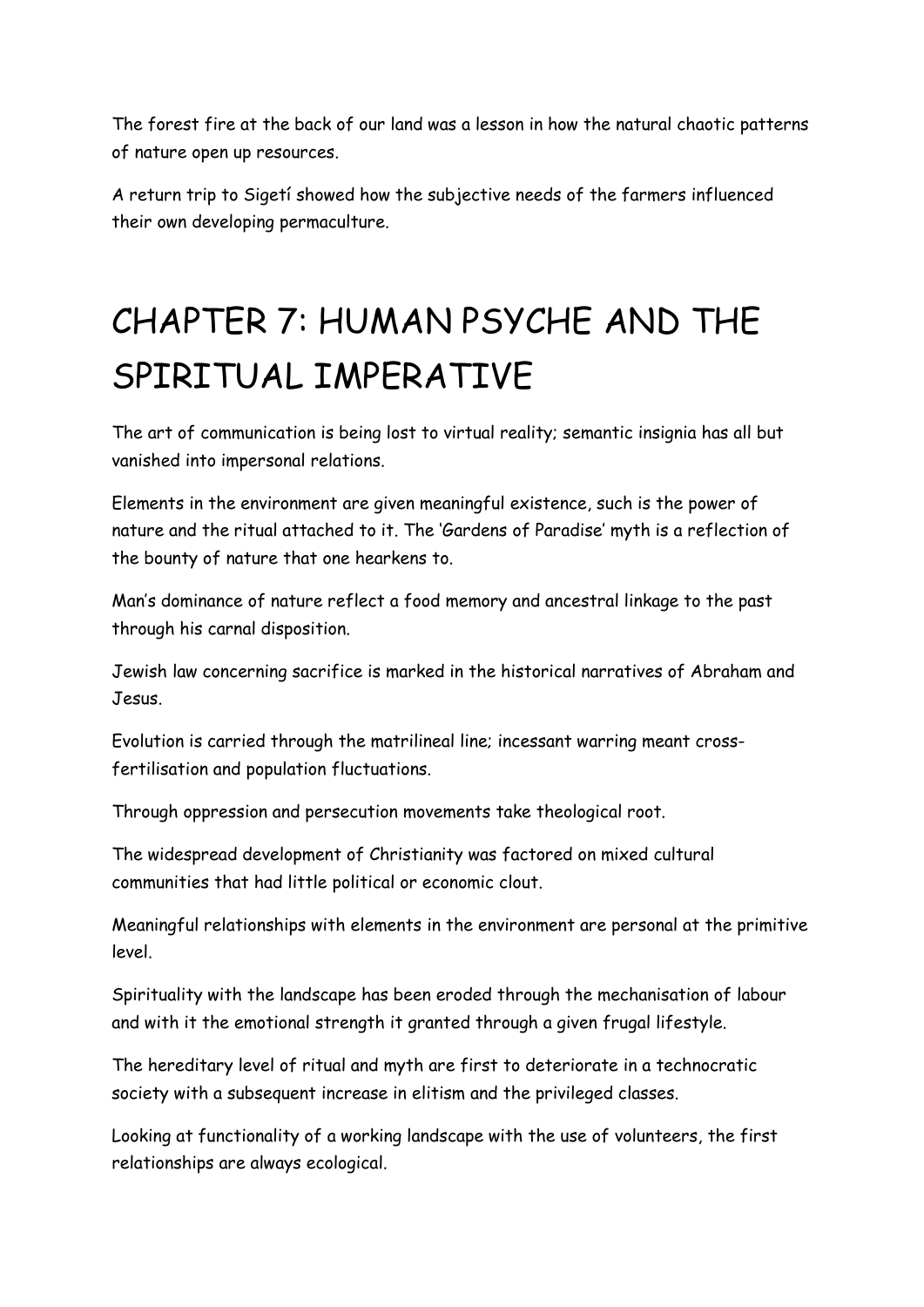The forest fire at the back of our land was a lesson in how the natural chaotic patterns of nature open up resources.

A return trip to Sigetí showed how the subjective needs of the farmers influenced their own developing permaculture.

# CHAPTER 7: HUMAN PSYCHE AND THE SPIRITUAL IMPERATIVE

The art of communication is being lost to virtual reality; semantic insignia has all but vanished into impersonal relations.

Elements in the environment are given meaningful existence, such is the power of nature and the ritual attached to it. The 'Gardens of Paradise' myth is a reflection of the bounty of nature that one hearkens to.

Man's dominance of nature reflect a food memory and ancestral linkage to the past through his carnal disposition.

Jewish law concerning sacrifice is marked in the historical narratives of Abraham and Jesus.

Evolution is carried through the matrilineal line; incessant warring meant cross-fertilisation and population fluctuations.

Through oppression and persecution movements take theological root.

The widespread development of Christianity was factored on mixed cultural communities that had little political or economic clout.

Meaningful relationships with elements in the environment are personal at the primitive level.

Spirituality with the landscape has been eroded through the mechanisation of labour and with it the emotional strength it granted through a given frugal lifestyle.

The hereditary level of ritual and myth are first to deteriorate in a technocratic society with a subsequent increase in elitism and the privileged classes.

Looking at functionality of a working landscape with the use of volunteers, the first relationships are always ecological.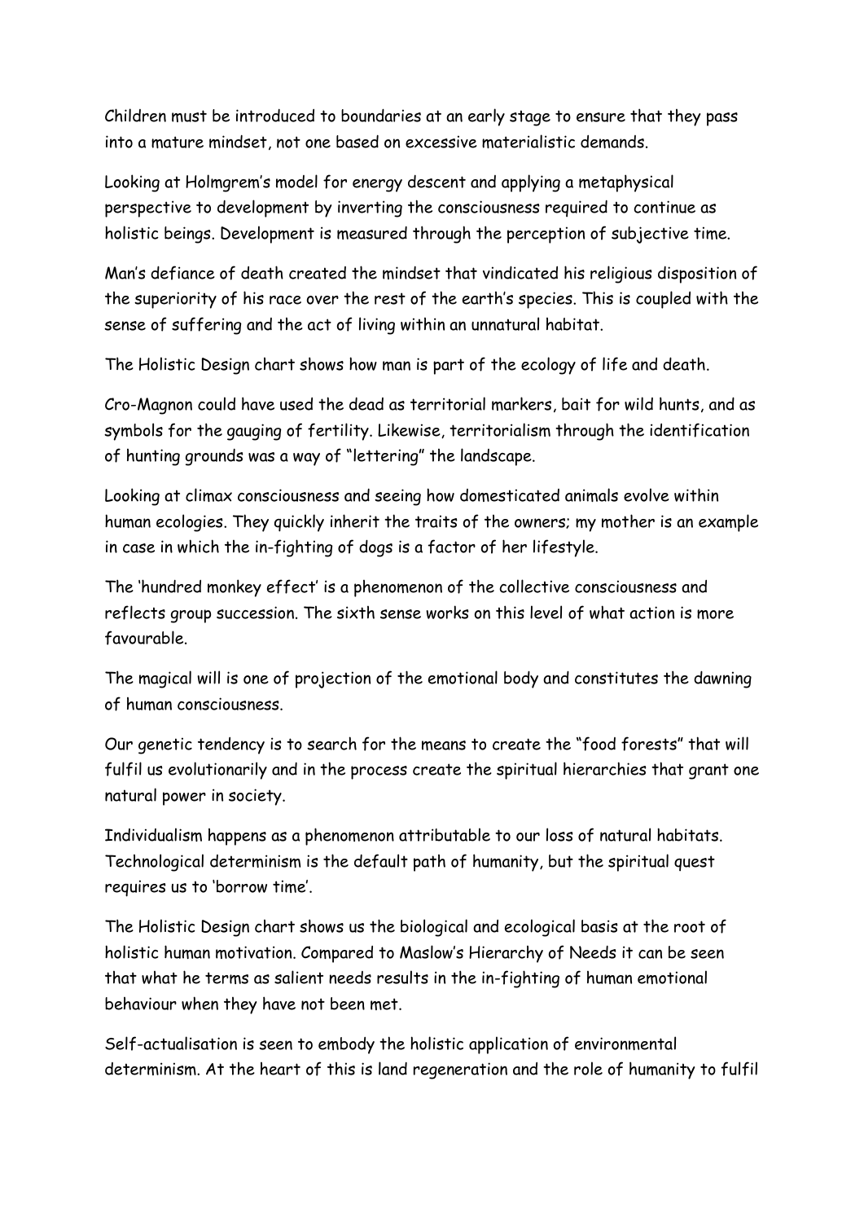Children must be introduced to boundaries at an early stage to ensure that they pass into a mature mindset, not one based on excessive materialistic demands.

Looking at Holmgrem's model for energy descent and applying a metaphysical perspective to development by inverting the consciousness required to continue as holistic beings. Development is measured through the perception of subjective time.

Man's defiance of death created the mindset that vindicated his religious disposition of the superiority of his race over the rest of the earth's species. This is coupled with the sense of suffering and the act of living within an unnatural habitat.

The Holistic Design chart shows how man is part of the ecology of life and death.

Cro-Magnon could have used the dead as territorial markers, bait for wild hunts, and as symbols for the gauging of fertility. Likewise, territorialism through the identification of hunting grounds was a way of "lettering" the landscape.

Looking at climax consciousness and seeing how domesticated animals evolve within human ecologies. They quickly inherit the traits of the owners; my mother is an example in case in which the in-fighting of dogs is a factor of her lifestyle.

The 'hundred monkey effect' is a phenomenon of the collective consciousness and reflects group succession. The sixth sense works on this level of what action is more favourable.

The magical will is one of projection of the emotional body and constitutes the dawning of human consciousness.

Our genetic tendency is to search for the means to create the "food forests" that will fulfil us evolutionarily and in the process create the spiritual hierarchies that grant one natural power in society.

Individualism happens as a phenomenon attributable to our loss of natural habitats. Technological determinism is the default path of humanity, but the spiritual quest requires us to 'borrow time'.

The Holistic Design chart shows us the biological and ecological basis at the root of holistic human motivation. Compared to Maslow's Hierarchy of Needs it can be seen that what he terms as salient needs results in the in-fighting of human emotional behaviour when they have not been met.

Self-actualisation is seen to embody the holistic application of environmental determinism. At the heart of this is land regeneration and the role of humanity to fulfil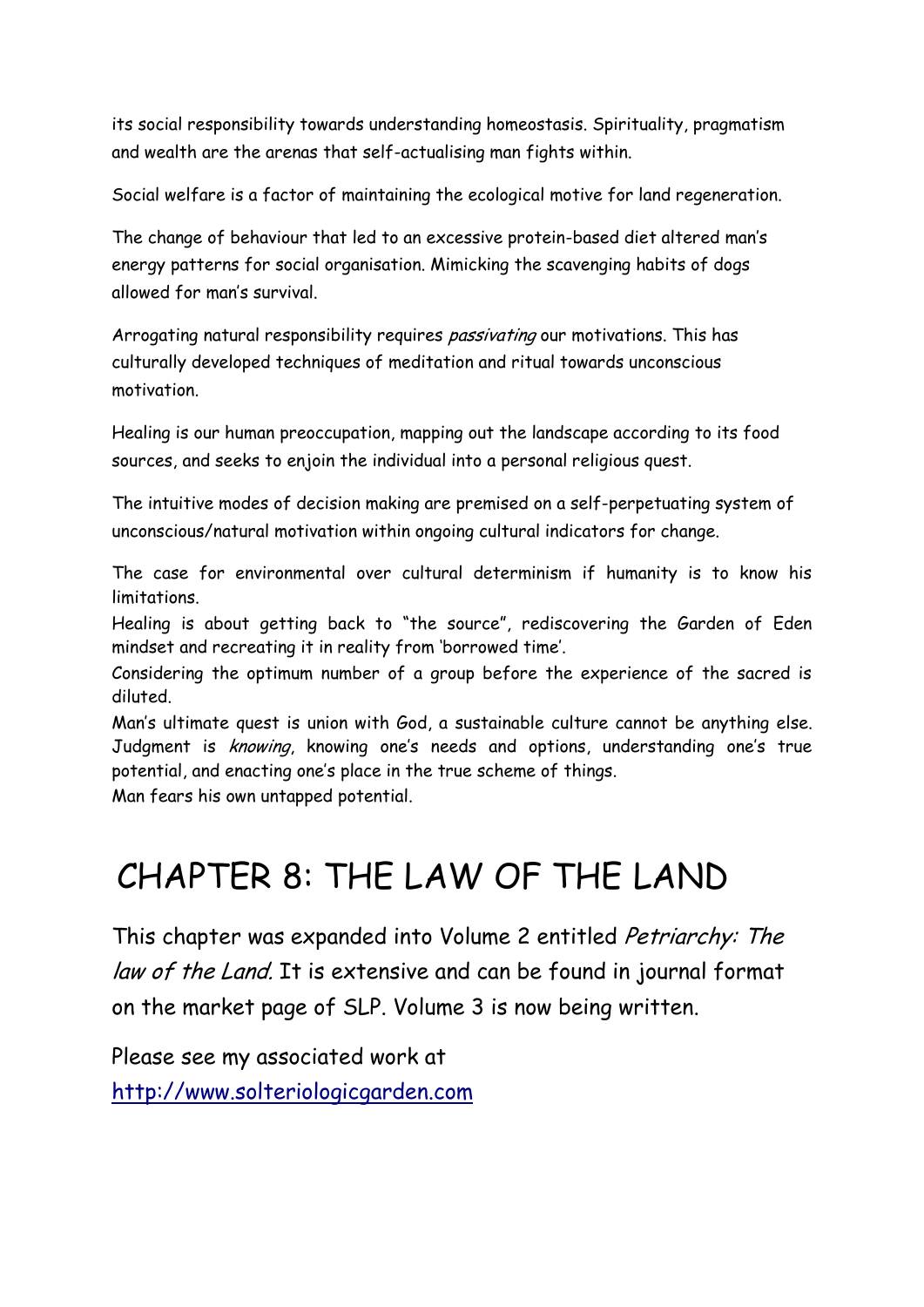its social responsibility towards understanding homeostasis. Spirituality, pragmatism and wealth are the arenas that self-actualising man fights within.

Social welfare is a factor of maintaining the ecological motive for land regeneration.

The change of behaviour that led to an excessive protein-based diet altered man's energy patterns for social organisation. Mimicking the scavenging habits of dogs allowed for man's survival.

Arrogating natural responsibility requires *passivating* our motivations. This has culturally developed techniques of meditation and ritual towards unconscious motivation.

Healing is our human preoccupation, mapping out the landscape according to its food sources, and seeks to enjoin the individual into a personal religious quest.

The intuitive modes of decision making are premised on a self-perpetuating system of unconscious/natural motivation within ongoing cultural indicators for change.

The case for environmental over cultural determinism if humanity is to know his limitations.

Healing is about getting back to "the source", rediscovering the Garden of Eden mindset and recreating it in reality from 'borrowed time'.

Considering the optimum number of a group before the experience of the sacred is diluted.

Man's ultimate quest is union with God, a sustainable culture cannot be anything else.

Judgment is *knowing*, knowing one's needs and options, understanding one's true potential, and enacting one's place in the true scheme of things.

Man fears his own untapped potential.

# CHAPTER 8: THE LAW OF THE LAND

This chapter was expanded into Volume 2 entitled *Petriarchy: The law of the Land.* It is extensive and can be found in journal format on the market page of SLP. Volume 3 is now being written.

Please see my associated work at
http://www.solteriologicgarden.com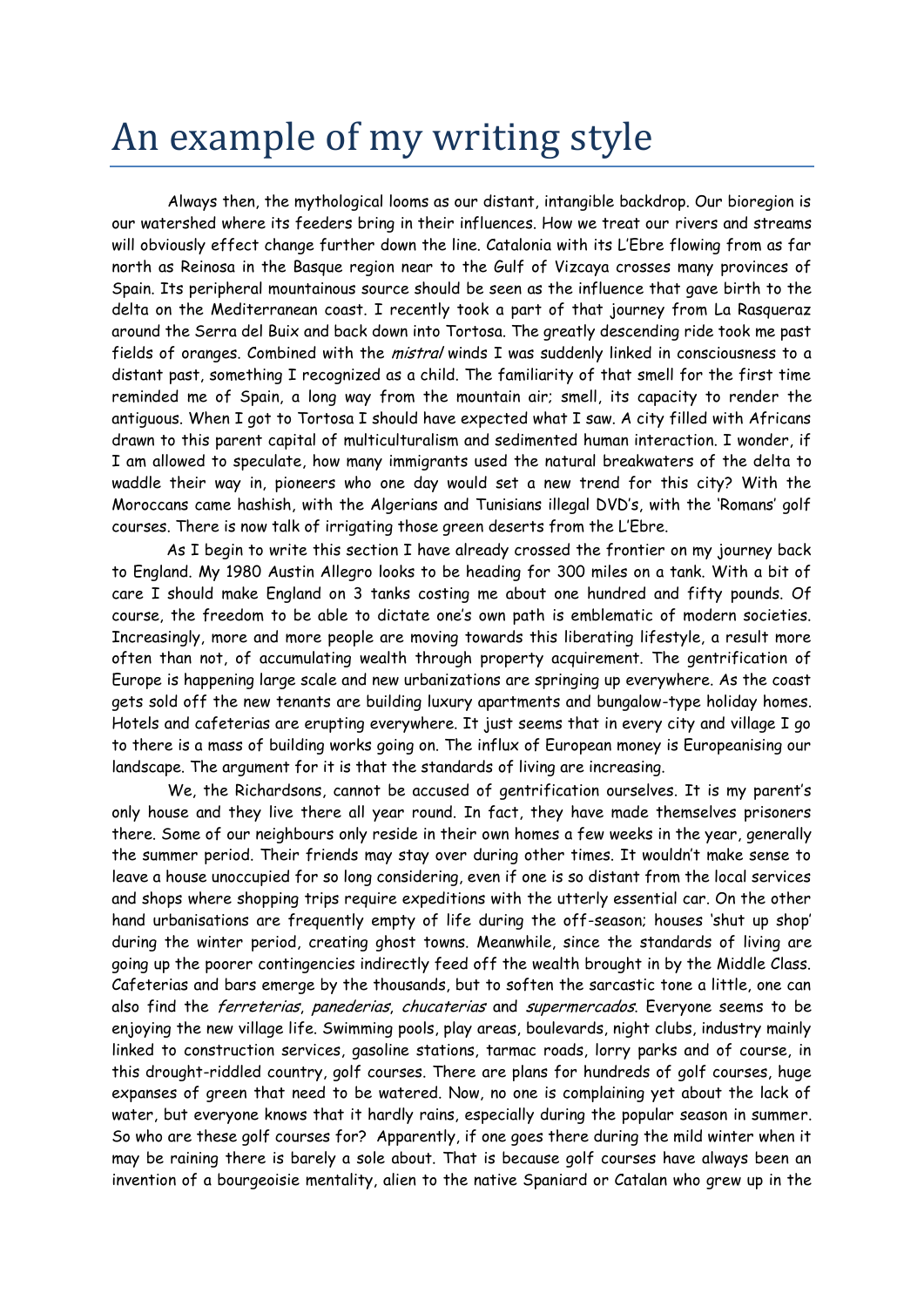# An example of my writing style

Always then, the mythological looms as our distant, intangible backdrop. Our bioregion is our watershed where its feeders bring in their influences. How we treat our rivers and streams will obviously effect change further down the line. Catalonia with its L'Ebre flowing from as far north as Reinosa in the Basque region near to the Gulf of Vizcaya crosses many provinces of Spain. Its peripheral mountainous source should be seen as the influence that gave birth to the delta on the Mediterranean coast. I recently took a part of that journey from La Rasqueraz around the Serra del Buix and back down into Tortosa. The greatly descending ride took me past fields of oranges. Combined with the *mistral* winds I was suddenly linked in consciousness to a distant past, something I recognized as a child. The familiarity of that smell for the first time reminded me of Spain, a long way from the mountain air; smell, its capacity to render the antiguous. When I got to Tortosa I should have expected what I saw. A city filled with Africans drawn to this parent capital of multiculturalism and sedimented human interaction. I wonder, if I am allowed to speculate, how many immigrants used the natural breakwaters of the delta to waddle their way in, pioneers who one day would set a new trend for this city? With the Moroccans came hashish, with the Algerians and Tunisians illegal DVD's, with the 'Romans' golf courses. There is now talk of irrigating those green deserts from the L'Ebre.

As I begin to write this section I have already crossed the frontier on my journey back to England. My 1980 Austin Allegro looks to be heading for 300 miles on a tank. With a bit of care I should make England on 3 tanks costing me about one hundred and fifty pounds. Of course, the freedom to be able to dictate one's own path is emblematic of modern societies. Increasingly, more and more people are moving towards this liberating lifestyle, a result more often than not, of accumulating wealth through property acquirement. The gentrification of Europe is happening large scale and new urbanizations are springing up everywhere. As the coast gets sold off the new tenants are building luxury apartments and bungalow-type holiday homes. Hotels and cafeterias are erupting everywhere. It just seems that in every city and village I go to there is a mass of building works going on. The influx of European money is Europeanising our landscape. The argument for it is that the standards of living are increasing.

We, the Richardsons, cannot be accused of gentrification ourselves. It is my parent's only house and they live there all year round. In fact, they have made themselves prisoners there. Some of our neighbours only reside in their own homes a few weeks in the year, generally the summer period. Their friends may stay over during other times. It wouldn't make sense to leave a house unoccupied for so long considering, even if one is so distant from the local services and shops where shopping trips require expeditions with the utterly essential car. On the other hand urbanisations are frequently empty of life during the off-season; houses 'shut up shop' during the winter period, creating ghost towns. Meanwhile, since the standards of living are going up the poorer contingencies indirectly feed off the wealth brought in by the Middle Class. Cafeterias and bars emerge by the thousands, but to soften the sarcastic tone a little, one can also find the *ferreterias*, *panederias*, *chucaterias* and *supermercados*. Everyone seems to be enjoying the new village life. Swimming pools, play areas, boulevards, night clubs, industry mainly linked to construction services, gasoline stations, tarmac roads, lorry parks and of course, in this drought-riddled country, golf courses. There are plans for hundreds of golf courses, huge expanses of green that need to be watered. Now, no one is complaining yet about the lack of water, but everyone knows that it hardly rains, especially during the popular season in summer. So who are these golf courses for? Apparently, if one goes there during the mild winter when it may be raining there is barely a sole about. That is because golf courses have always been an invention of a bourgeoisie mentality, alien to the native Spaniard or Catalan who grew up in the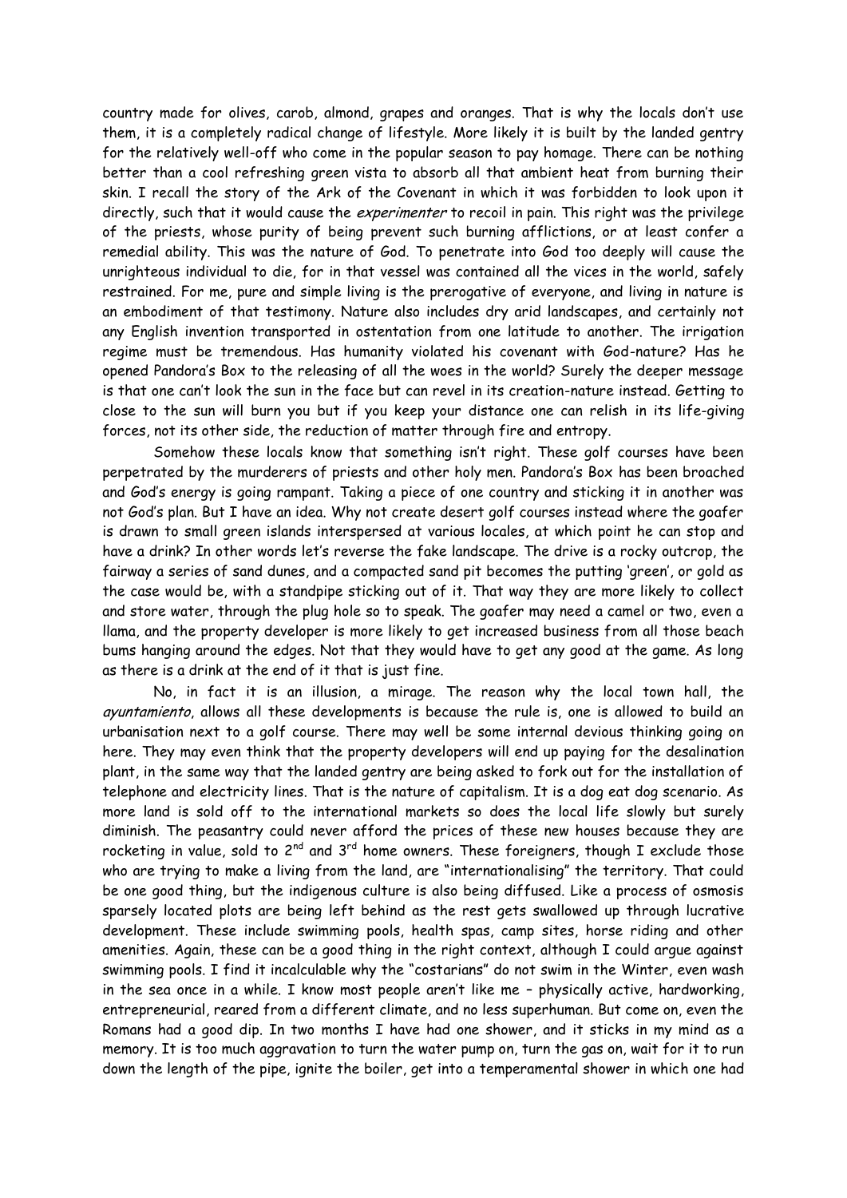country made for olives, carob, almond, grapes and oranges. That is why the locals don't use them, it is a completely radical change of lifestyle. More likely it is built by the landed gentry for the relatively well-off who come in the popular season to pay homage. There can be nothing better than a cool refreshing green vista to absorb all that ambient heat from burning their skin. I recall the story of the Ark of the Covenant in which it was forbidden to look upon it directly, such that it would cause the *experimenter* to recoil in pain. This right was the privilege of the priests, whose purity of being prevent such burning afflictions, or at least confer a remedial ability. This was the nature of God. To penetrate into God too deeply will cause the unrighteous individual to die, for in that vessel was contained all the vices in the world, safely restrained. For me, pure and simple living is the prerogative of everyone, and living in nature is an embodiment of that testimony. Nature also includes dry arid landscapes, and certainly not any English invention transported in ostentation from one latitude to another. The irrigation regime must be tremendous. Has humanity violated his covenant with God-nature? Has he opened Pandora's Box to the releasing of all the woes in the world? Surely the deeper message is that one can't look the sun in the face but can revel in its creation-nature instead. Getting to close to the sun will burn you but if you keep your distance one can relish in its life-giving forces, not its other side, the reduction of matter through fire and entropy.

Somehow these locals know that something isn't right. These golf courses have been perpetrated by the murderers of priests and other holy men. Pandora's Box has been broached and God's energy is going rampant. Taking a piece of one country and sticking it in another was not God's plan. But I have an idea. Why not create desert golf courses instead where the goafer is drawn to small green islands interspersed at various locales, at which point he can stop and have a drink? In other words let's reverse the fake landscape. The drive is a rocky outcrop, the fairway a series of sand dunes, and a compacted sand pit becomes the putting 'green', or gold as the case would be, with a standpipe sticking out of it. That way they are more likely to collect and store water, through the plug hole so to speak. The goafer may need a camel or two, even a llama, and the property developer is more likely to get increased business from all those beach bums hanging around the edges. Not that they would have to get any good at the game. As long as there is a drink at the end of it that is just fine.

No, in fact it is an illusion, a mirage. The reason why the local town hall, the *ayuntamiento*, allows all these developments is because the rule is, one is allowed to build an urbanisation next to a golf course. There may well be some internal devious thinking going on here. They may even think that the property developers will end up paying for the desalination plant, in the same way that the landed gentry are being asked to fork out for the installation of telephone and electricity lines. That is the nature of capitalism. It is a dog eat dog scenario. As more land is sold off to the international markets so does the local life slowly but surely diminish. The peasantry could never afford the prices of these new houses because they are rocketing in value, sold to 2nd and 3rd home owners. These foreigners, though I exclude those who are trying to make a living from the land, are "internationalising" the territory. That could be one good thing, but the indigenous culture is also being diffused. Like a process of osmosis sparsely located plots are being left behind as the rest gets swallowed up through lucrative development. These include swimming pools, health spas, camp sites, horse riding and other amenities. Again, these can be a good thing in the right context, although I could argue against swimming pools. I find it incalculable why the "costarians" do not swim in the Winter, even wash in the sea once in a while. I know most people aren't like me – physically active, hardworking, entrepreneurial, reared from a different climate, and no less superhuman. But come on, even the Romans had a good dip. In two months I have had one shower, and it sticks in my mind as a memory. It is too much aggravation to turn the water pump on, turn the gas on, wait for it to run down the length of the pipe, ignite the boiler, get into a temperamental shower in which one had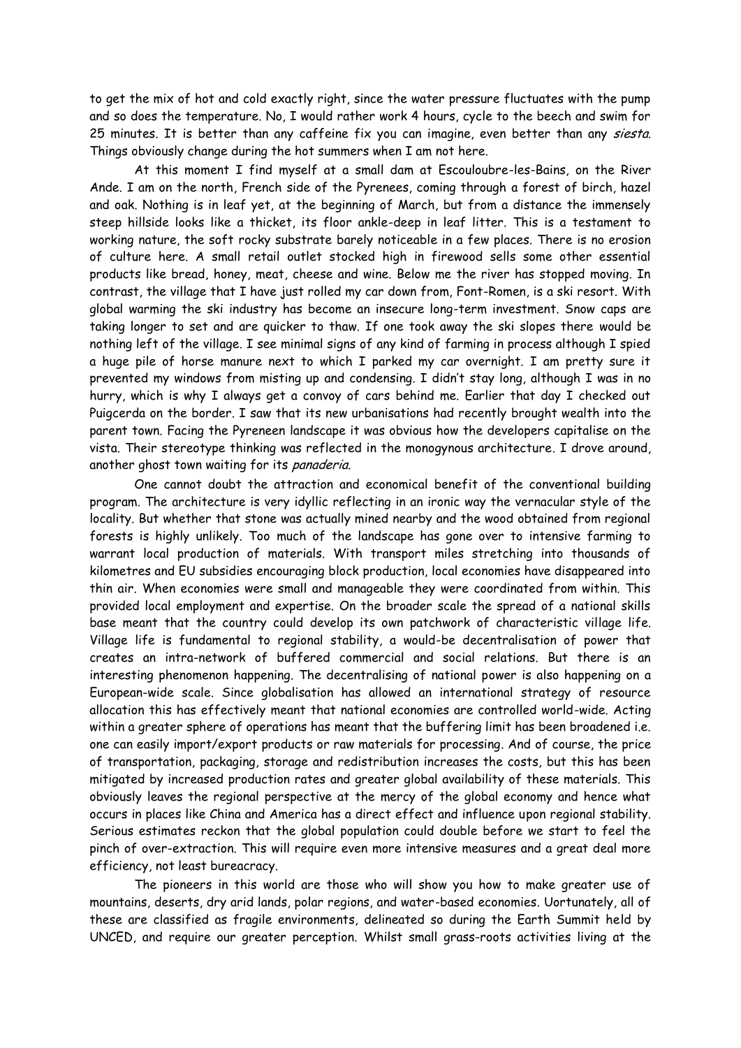to get the mix of hot and cold exactly right, since the water pressure fluctuates with the pump and so does the temperature. No, I would rather work 4 hours, cycle to the beech and swim for 25 minutes. It is better than any caffeine fix you can imagine, even better than any *siesta*. Things obviously change during the hot summers when I am not here.

At this moment I find myself at a small dam at Escouloubre-les-Bains, on the River Ande. I am on the north, French side of the Pyrenees, coming through a forest of birch, hazel and oak. Nothing is in leaf yet, at the beginning of March, but from a distance the immensely steep hillside looks like a thicket, its floor ankle-deep in leaf litter. This is a testament to working nature, the soft rocky substrate barely noticeable in a few places. There is no erosion of culture here. A small retail outlet stocked high in firewood sells some other essential products like bread, honey, meat, cheese and wine. Below me the river has stopped moving. In contrast, the village that I have just rolled my car down from, Font-Romen, is a ski resort. With global warming the ski industry has become an insecure long-term investment. Snow caps are taking longer to set and are quicker to thaw. If one took away the ski slopes there would be nothing left of the village. I see minimal signs of any kind of farming in process although I spied a huge pile of horse manure next to which I parked my car overnight. I am pretty sure it prevented my windows from misting up and condensing. I didn't stay long, although I was in no hurry, which is why I always get a convoy of cars behind me. Earlier that day I checked out Puigcerda on the border. I saw that its new urbanisations had recently brought wealth into the parent town. Facing the Pyreneen landscape it was obvious how the developers capitalise on the vista. Their stereotype thinking was reflected in the monogynous architecture. I drove around, another ghost town waiting for its *panaderia*.

One cannot doubt the attraction and economical benefit of the conventional building program. The architecture is very idyllic reflecting in an ironic way the vernacular style of the locality. But whether that stone was actually mined nearby and the wood obtained from regional forests is highly unlikely. Too much of the landscape has gone over to intensive farming to warrant local production of materials. With transport miles stretching into thousands of kilometres and EU subsidies encouraging block production, local economies have disappeared into thin air. When economies were small and manageable they were coordinated from within. This provided local employment and expertise. On the broader scale the spread of a national skills base meant that the country could develop its own patchwork of characteristic village life. Village life is fundamental to regional stability, a would-be decentralisation of power that creates an intra-network of buffered commercial and social relations. But there is an interesting phenomenon happening. The decentralising of national power is also happening on a European-wide scale. Since globalisation has allowed an international strategy of resource allocation this has effectively meant that national economies are controlled world-wide. Acting within a greater sphere of operations has meant that the buffering limit has been broadened i.e. one can easily import/export products or raw materials for processing. And of course, the price of transportation, packaging, storage and redistribution increases the costs, but this has been mitigated by increased production rates and greater global availability of these materials. This obviously leaves the regional perspective at the mercy of the global economy and hence what occurs in places like China and America has a direct effect and influence upon regional stability. Serious estimates reckon that the global population could double before we start to feel the pinch of over-extraction. This will require even more intensive measures and a great deal more efficiency, not least bureacracy.

The pioneers in this world are those who will show you how to make greater use of mountains, deserts, dry arid lands, polar regions, and water-based economies. Uortunately, all of these are classified as fragile environments, delineated so during the Earth Summit held by UNCED, and require our greater perception. Whilst small grass-roots activities living at the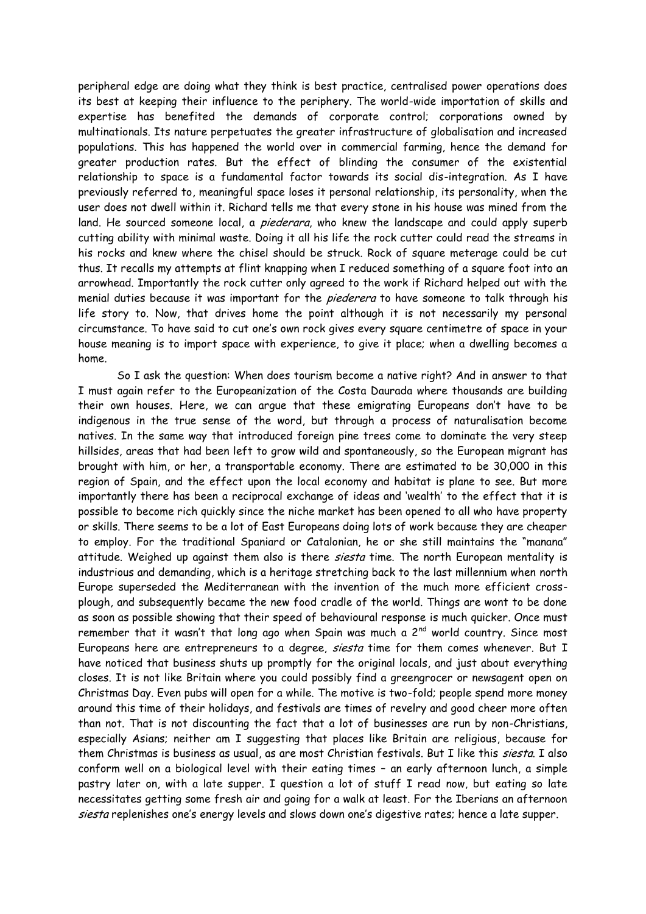peripheral edge are doing what they think is best practice, centralised power operations does its best at keeping their influence to the periphery. The world-wide importation of skills and expertise has benefited the demands of corporate control; corporations owned by multinationals. Its nature perpetuates the greater infrastructure of globalisation and increased populations. This has happened the world over in commercial farming, hence the demand for greater production rates. But the effect of blinding the consumer of the existential relationship to space is a fundamental factor towards its social dis-integration. As I have previously referred to, meaningful space loses it personal relationship, its personality, when the user does not dwell within it. Richard tells me that every stone in his house was mined from the land. He sourced someone local, a *piederara*, who knew the landscape and could apply superb cutting ability with minimal waste. Doing it all his life the rock cutter could read the streams in his rocks and knew where the chisel should be struck. Rock of square meterage could be cut thus. It recalls my attempts at flint knapping when I reduced something of a square foot into an arrowhead. Importantly the rock cutter only agreed to the work if Richard helped out with the menial duties because it was important for the *piederera* to have someone to talk through his life story to. Now, that drives home the point although it is not necessarily my personal circumstance. To have said to cut one's own rock gives every square centimetre of space in your house meaning is to import space with experience, to give it place; when a dwelling becomes a home.

So I ask the question: When does tourism become a native right? And in answer to that I must again refer to the Europeanization of the Costa Daurada where thousands are building their own houses. Here, we can argue that these emigrating Europeans don't have to be indigenous in the true sense of the word, but through a process of naturalisation become natives. In the same way that introduced foreign pine trees come to dominate the very steep hillsides, areas that had been left to grow wild and spontaneously, so the European migrant has brought with him, or her, a transportable economy. There are estimated to be 30,000 in this region of Spain, and the effect upon the local economy and habitat is plane to see. But more importantly there has been a reciprocal exchange of ideas and 'wealth' to the effect that it is possible to become rich quickly since the niche market has been opened to all who have property or skills. There seems to be a lot of East Europeans doing lots of work because they are cheaper to employ. For the traditional Spaniard or Catalonian, he or she still maintains the "manana" attitude. Weighed up against them also is there *siesta* time. The north European mentality is industrious and demanding, which is a heritage stretching back to the last millennium when north Europe superseded the Mediterranean with the invention of the much more efficient cross-plough, and subsequently became the new food cradle of the world. Things are wont to be done as soon as possible showing that their speed of behavioural response is much quicker. Once must remember that it wasn't that long ago when Spain was much a 2nd world country. Since most Europeans here are entrepreneurs to a degree, *siesta* time for them comes whenever. But I have noticed that business shuts up promptly for the original locals, and just about everything closes. It is not like Britain where you could possibly find a greengrocer or newsagent open on Christmas Day. Even pubs will open for a while. The motive is two-fold; people spend more money around this time of their holidays, and festivals are times of revelry and good cheer more often than not. That is not discounting the fact that a lot of businesses are run by non-Christians, especially Asians; neither am I suggesting that places like Britain are religious, because for them Christmas is business as usual, as are most Christian festivals. But I like this *siesta*. I also conform well on a biological level with their eating times – an early afternoon lunch, a simple pastry later on, with a late supper. I question a lot of stuff I read now, but eating so late necessitates getting some fresh air and going for a walk at least. For the Iberians an afternoon *siesta* replenishes one's energy levels and slows down one's digestive rates; hence a late supper.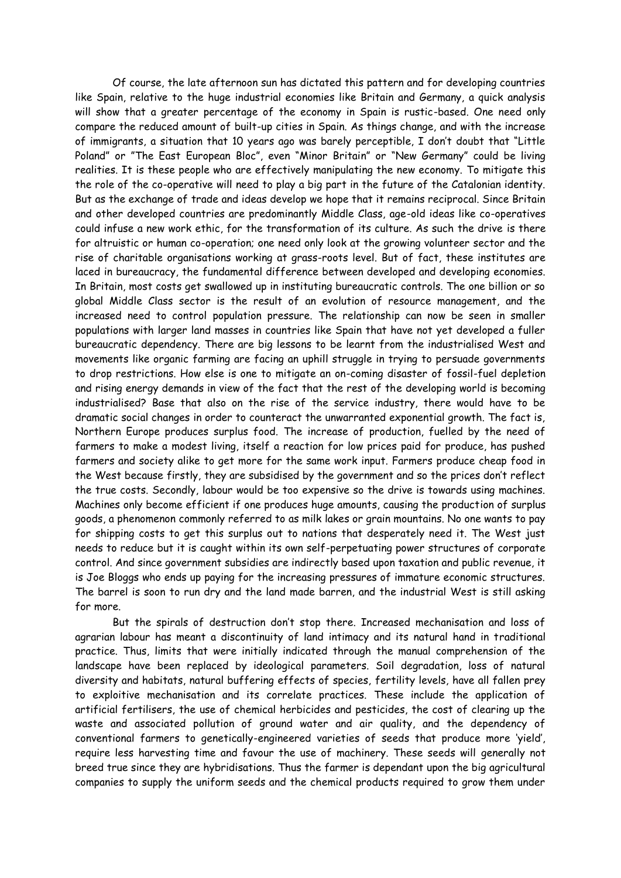Of course, the late afternoon sun has dictated this pattern and for developing countries like Spain, relative to the huge industrial economies like Britain and Germany, a quick analysis will show that a greater percentage of the economy in Spain is rustic-based. One need only compare the reduced amount of built-up cities in Spain. As things change, and with the increase of immigrants, a situation that 10 years ago was barely perceptible, I don't doubt that "Little Poland" or "The East European Bloc", even "Minor Britain" or "New Germany" could be living realities. It is these people who are effectively manipulating the new economy. To mitigate this the role of the co-operative will need to play a big part in the future of the Catalonian identity. But as the exchange of trade and ideas develop we hope that it remains reciprocal. Since Britain and other developed countries are predominantly Middle Class, age-old ideas like co-operatives could infuse a new work ethic, for the transformation of its culture. As such the drive is there for altruistic or human co-operation; one need only look at the growing volunteer sector and the rise of charitable organisations working at grass-roots level. But of fact, these institutes are laced in bureaucracy, the fundamental difference between developed and developing economies. In Britain, most costs get swallowed up in instituting bureaucratic controls. The one billion or so global Middle Class sector is the result of an evolution of resource management, and the increased need to control population pressure. The relationship can now be seen in smaller populations with larger land masses in countries like Spain that have not yet developed a fuller bureaucratic dependency. There are big lessons to be learnt from the industrialised West and movements like organic farming are facing an uphill struggle in trying to persuade governments to drop restrictions. How else is one to mitigate an on-coming disaster of fossil-fuel depletion and rising energy demands in view of the fact that the rest of the developing world is becoming industrialised? Base that also on the rise of the service industry, there would have to be dramatic social changes in order to counteract the unwarranted exponential growth. The fact is, Northern Europe produces surplus food. The increase of production, fuelled by the need of farmers to make a modest living, itself a reaction for low prices paid for produce, has pushed farmers and society alike to get more for the same work input. Farmers produce cheap food in the West because firstly, they are subsidised by the government and so the prices don't reflect the true costs. Secondly, labour would be too expensive so the drive is towards using machines. Machines only become efficient if one produces huge amounts, causing the production of surplus goods, a phenomenon commonly referred to as milk lakes or grain mountains. No one wants to pay for shipping costs to get this surplus out to nations that desperately need it. The West just needs to reduce but it is caught within its own self-perpetuating power structures of corporate control. And since government subsidies are indirectly based upon taxation and public revenue, it is Joe Bloggs who ends up paying for the increasing pressures of immature economic structures. The barrel is soon to run dry and the land made barren, and the industrial West is still asking for more.

But the spirals of destruction don't stop there. Increased mechanisation and loss of agrarian labour has meant a discontinuity of land intimacy and its natural hand in traditional practice. Thus, limits that were initially indicated through the manual comprehension of the landscape have been replaced by ideological parameters. Soil degradation, loss of natural diversity and habitats, natural buffering effects of species, fertility levels, have all fallen prey to exploitive mechanisation and its correlate practices. These include the application of artificial fertilisers, the use of chemical herbicides and pesticides, the cost of clearing up the waste and associated pollution of ground water and air quality, and the dependency of conventional farmers to genetically-engineered varieties of seeds that produce more 'yield', require less harvesting time and favour the use of machinery. These seeds will generally not breed true since they are hybridisations. Thus the farmer is dependant upon the big agricultural companies to supply the uniform seeds and the chemical products required to grow them under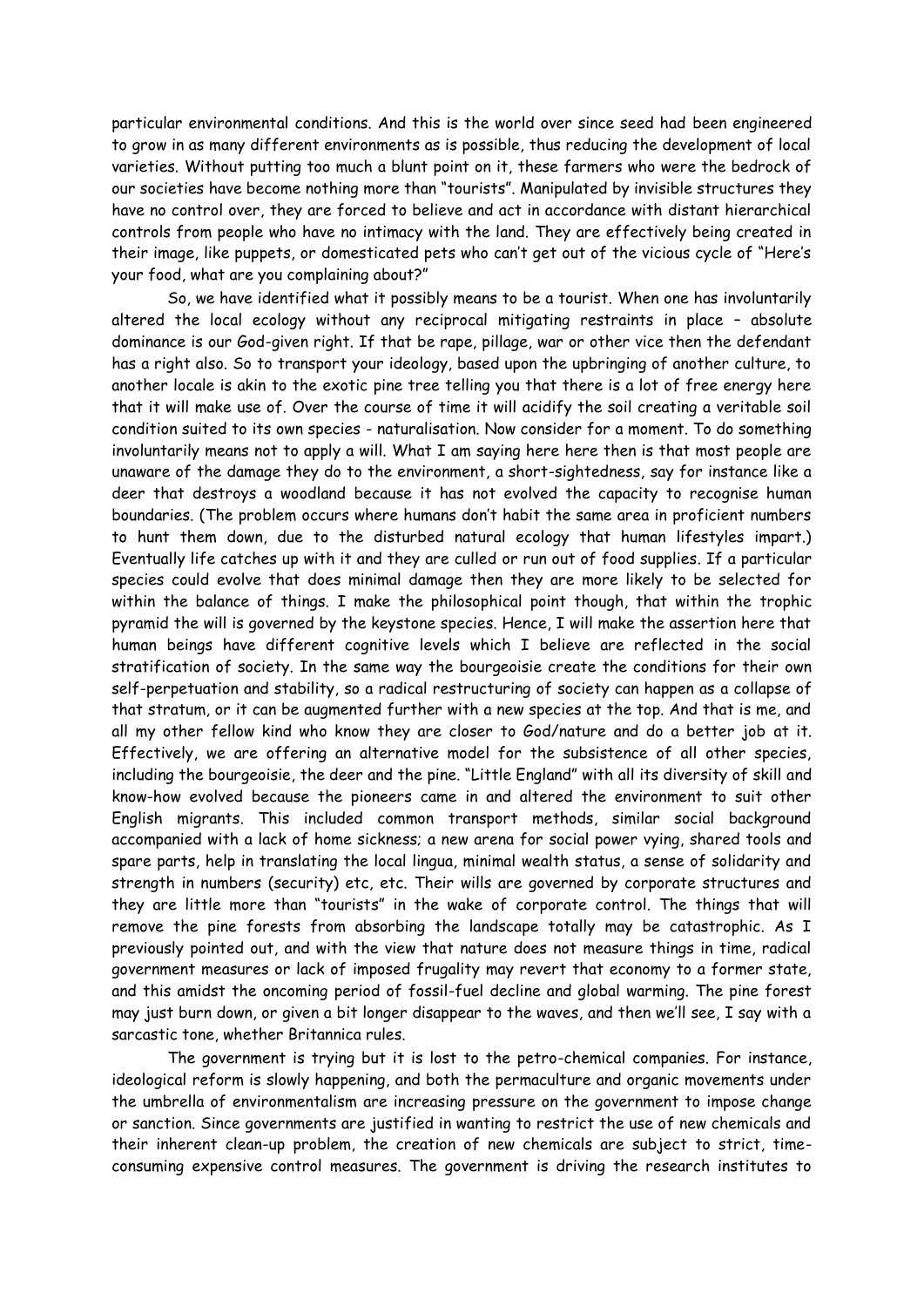particular environmental conditions. And this is the world over since seed had been engineered to grow in as many different environments as is possible, thus reducing the development of local varieties. Without putting too much a blunt point on it, these farmers who were the bedrock of our societies have become nothing more than "tourists". Manipulated by invisible structures they have no control over, they are forced to believe and act in accordance with distant hierarchical controls from people who have no intimacy with the land. They are effectively being created in their image, like puppets, or domesticated pets who can't get out of the vicious cycle of "Here's your food, what are you complaining about?"

So, we have identified what it possibly means to be a tourist. When one has involuntarily altered the local ecology without any reciprocal mitigating restraints in place – absolute dominance is our God-given right. If that be rape, pillage, war or other vice then the defendant has a right also. So to transport your ideology, based upon the upbringing of another culture, to another locale is akin to the exotic pine tree telling you that there is a lot of free energy here that it will make use of. Over the course of time it will acidify the soil creating a veritable soil condition suited to its own species - naturalisation. Now consider for a moment. To do something involuntarily means not to apply a will. What I am saying here here then is that most people are unaware of the damage they do to the environment, a short-sightedness, say for instance like a deer that destroys a woodland because it has not evolved the capacity to recognise human boundaries. (The problem occurs where humans don't habit the same area in proficient numbers to hunt them down, due to the disturbed natural ecology that human lifestyles impart.) Eventually life catches up with it and they are culled or run out of food supplies. If a particular species could evolve that does minimal damage then they are more likely to be selected for within the balance of things. I make the philosophical point though, that within the trophic pyramid the will is governed by the keystone species. Hence, I will make the assertion here that human beings have different cognitive levels which I believe are reflected in the social stratification of society. In the same way the bourgeoisie create the conditions for their own self-perpetuation and stability, so a radical restructuring of society can happen as a collapse of that stratum, or it can be augmented further with a new species at the top. And that is me, and all my other fellow kind who know they are closer to God/nature and do a better job at it. Effectively, we are offering an alternative model for the subsistence of all other species, including the bourgeoisie, the deer and the pine. "Little England" with all its diversity of skill and know-how evolved because the pioneers came in and altered the environment to suit other English migrants. This included common transport methods, similar social background accompanied with a lack of home sickness; a new arena for social power vying, shared tools and spare parts, help in translating the local lingua, minimal wealth status, a sense of solidarity and strength in numbers (security) etc, etc. Their wills are governed by corporate structures and they are little more than "tourists" in the wake of corporate control. The things that will remove the pine forests from absorbing the landscape totally may be catastrophic. As I previously pointed out, and with the view that nature does not measure things in time, radical government measures or lack of imposed frugality may revert that economy to a former state, and this amidst the oncoming period of fossil-fuel decline and global warming. The pine forest may just burn down, or given a bit longer disappear to the waves, and then we'll see, I say with a sarcastic tone, whether Britannica rules.

The government is trying but it is lost to the petro-chemical companies. For instance, ideological reform is slowly happening, and both the permaculture and organic movements under the umbrella of environmentalism are increasing pressure on the government to impose change or sanction. Since governments are justified in wanting to restrict the use of new chemicals and their inherent clean-up problem, the creation of new chemicals are subject to strict, time-consuming expensive control measures. The government is driving the research institutes to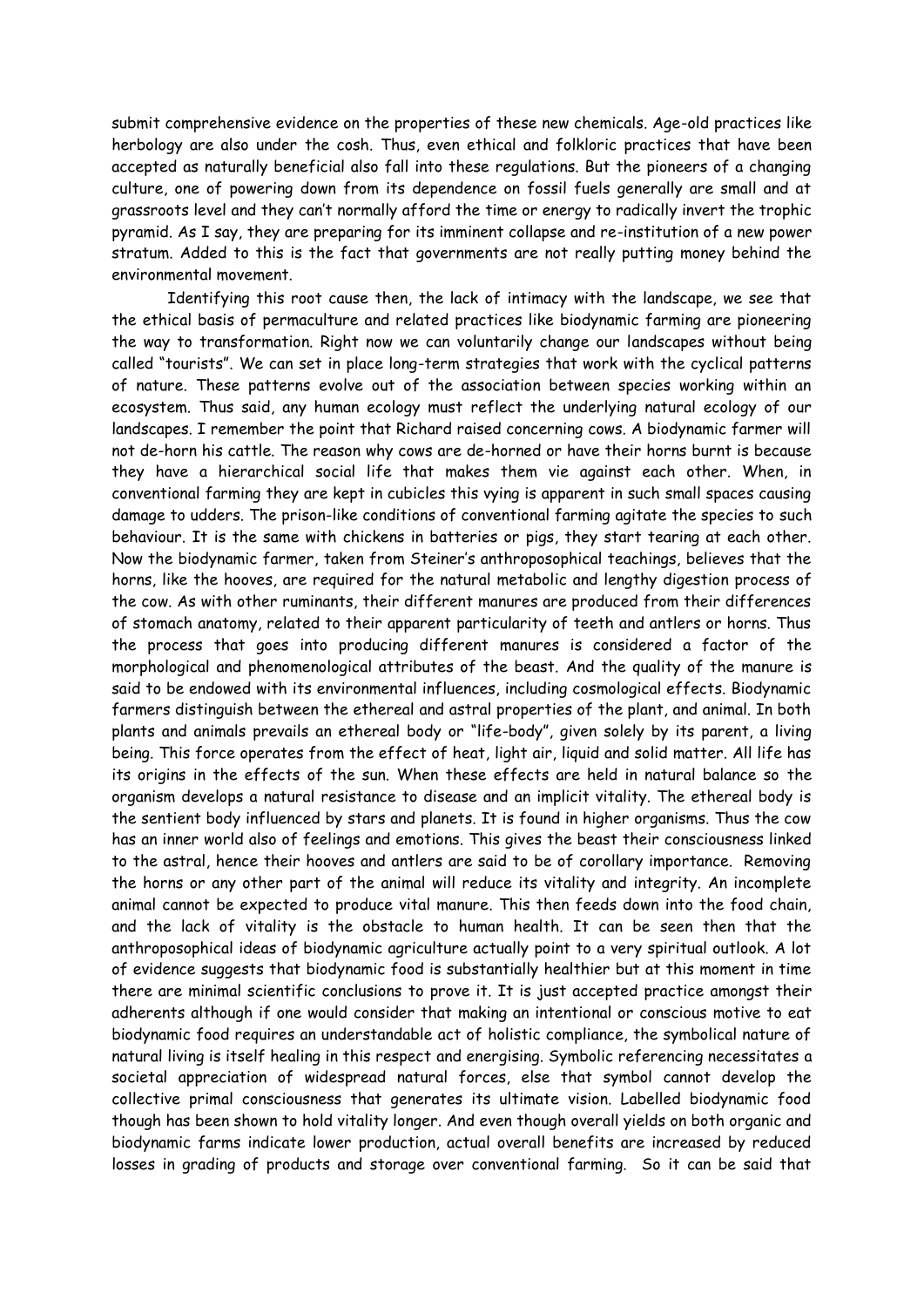submit comprehensive evidence on the properties of these new chemicals. Age-old practices like herbology are also under the cosh. Thus, even ethical and folkloric practices that have been accepted as naturally beneficial also fall into these regulations. But the pioneers of a changing culture, one of powering down from its dependence on fossil fuels generally are small and at grassroots level and they can't normally afford the time or energy to radically invert the trophic pyramid. As I say, they are preparing for its imminent collapse and re-institution of a new power stratum. Added to this is the fact that governments are not really putting money behind the environmental movement.

Identifying this root cause then, the lack of intimacy with the landscape, we see that the ethical basis of permaculture and related practices like biodynamic farming are pioneering the way to transformation. Right now we can voluntarily change our landscapes without being called "tourists". We can set in place long-term strategies that work with the cyclical patterns of nature. These patterns evolve out of the association between species working within an ecosystem. Thus said, any human ecology must reflect the underlying natural ecology of our landscapes. I remember the point that Richard raised concerning cows. A biodynamic farmer will not de-horn his cattle. The reason why cows are de-horned or have their horns burnt is because they have a hierarchical social life that makes them vie against each other. When, in conventional farming they are kept in cubicles this vying is apparent in such small spaces causing damage to udders. The prison-like conditions of conventional farming agitate the species to such behaviour. It is the same with chickens in batteries or pigs, they start tearing at each other. Now the biodynamic farmer, taken from Steiner's anthroposophical teachings, believes that the horns, like the hooves, are required for the natural metabolic and lengthy digestion process of the cow. As with other ruminants, their different manures are produced from their differences of stomach anatomy, related to their apparent particularity of teeth and antlers or horns. Thus the process that goes into producing different manures is considered a factor of the morphological and phenomenological attributes of the beast. And the quality of the manure is said to be endowed with its environmental influences, including cosmological effects. Biodynamic farmers distinguish between the ethereal and astral properties of the plant, and animal. In both plants and animals prevails an ethereal body or "life-body", given solely by its parent, a living being. This force operates from the effect of heat, light air, liquid and solid matter. All life has its origins in the effects of the sun. When these effects are held in natural balance so the organism develops a natural resistance to disease and an implicit vitality. The ethereal body is the sentient body influenced by stars and planets. It is found in higher organisms. Thus the cow has an inner world also of feelings and emotions. This gives the beast their consciousness linked to the astral, hence their hooves and antlers are said to be of corollary importance. Removing the horns or any other part of the animal will reduce its vitality and integrity. An incomplete animal cannot be expected to produce vital manure. This then feeds down into the food chain, and the lack of vitality is the obstacle to human health. It can be seen then that the anthroposophical ideas of biodynamic agriculture actually point to a very spiritual outlook. A lot of evidence suggests that biodynamic food is substantially healthier but at this moment in time there are minimal scientific conclusions to prove it. It is just accepted practice amongst their adherents although if one would consider that making an intentional or conscious motive to eat biodynamic food requires an understandable act of holistic compliance, the symbolical nature of natural living is itself healing in this respect and energising. Symbolic referencing necessitates a societal appreciation of widespread natural forces, else that symbol cannot develop the collective primal consciousness that generates its ultimate vision. Labelled biodynamic food though has been shown to hold vitality longer. And even though overall yields on both organic and biodynamic farms indicate lower production, actual overall benefits are increased by reduced losses in grading of products and storage over conventional farming. So it can be said that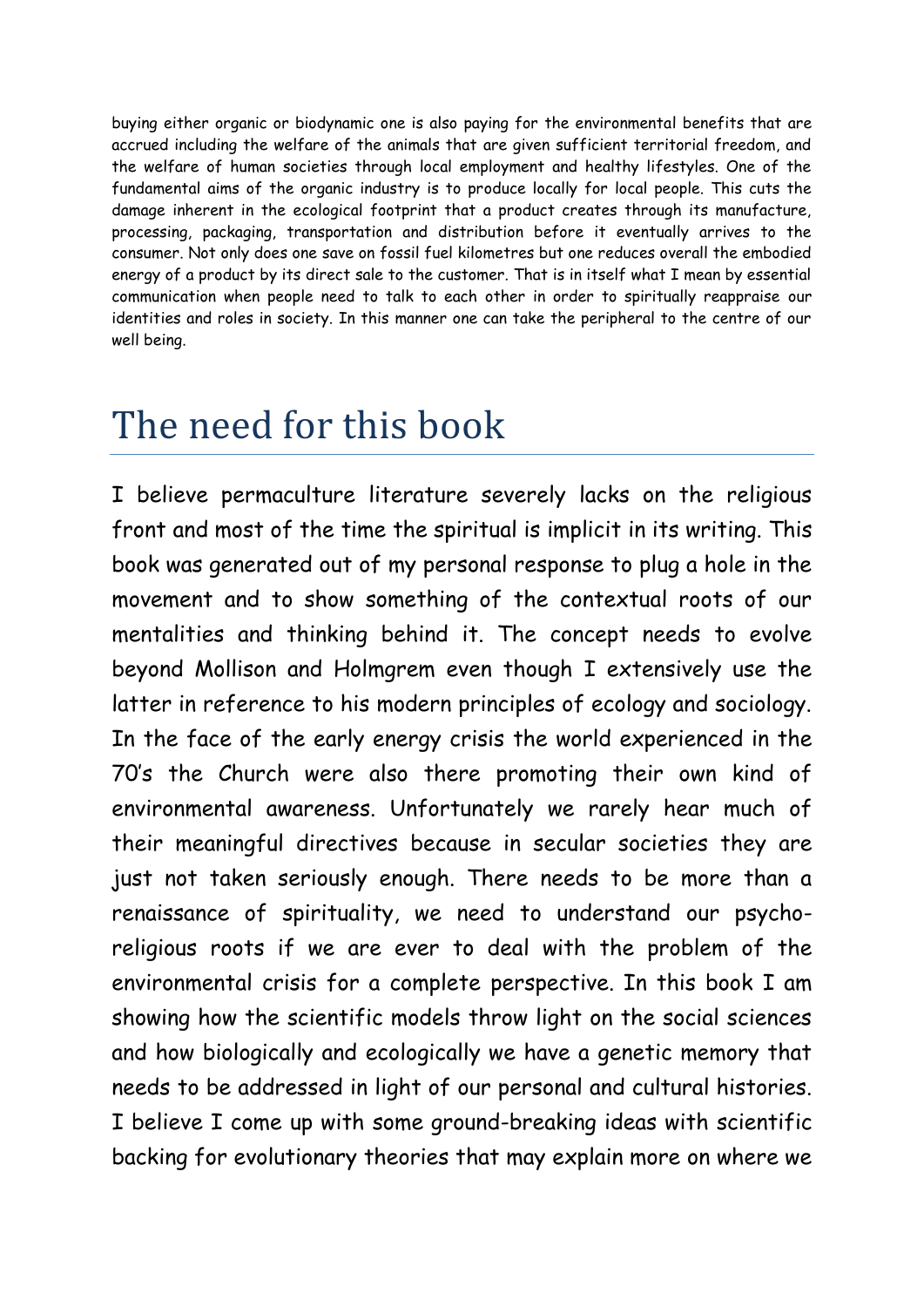buying either organic or biodynamic one is also paying for the environmental benefits that are accrued including the welfare of the animals that are given sufficient territorial freedom, and the welfare of human societies through local employment and healthy lifestyles. One of the fundamental aims of the organic industry is to produce locally for local people. This cuts the damage inherent in the ecological footprint that a product creates through its manufacture, processing, packaging, transportation and distribution before it eventually arrives to the consumer. Not only does one save on fossil fuel kilometres but one reduces overall the embodied energy of a product by its direct sale to the customer. That is in itself what I mean by essential communication when people need to talk to each other in order to spiritually reappraise our identities and roles in society. In this manner one can take the peripheral to the centre of our well being.

# The need for this book

I believe permaculture literature severely lacks on the religious front and most of the time the spiritual is implicit in its writing. This book was generated out of my personal response to plug a hole in the movement and to show something of the contextual roots of our mentalities and thinking behind it. The concept needs to evolve beyond Mollison and Holmgrem even though I extensively use the latter in reference to his modern principles of ecology and sociology. In the face of the early energy crisis the world experienced in the 70's the Church were also there promoting their own kind of environmental awareness. Unfortunately we rarely hear much of their meaningful directives because in secular societies they are just not taken seriously enough. There needs to be more than a renaissance of spirituality, we need to understand our psycho-religious roots if we are ever to deal with the problem of the environmental crisis for a complete perspective. In this book I am showing how the scientific models throw light on the social sciences and how biologically and ecologically we have a genetic memory that needs to be addressed in light of our personal and cultural histories. I believe I come up with some ground-breaking ideas with scientific backing for evolutionary theories that may explain more on where we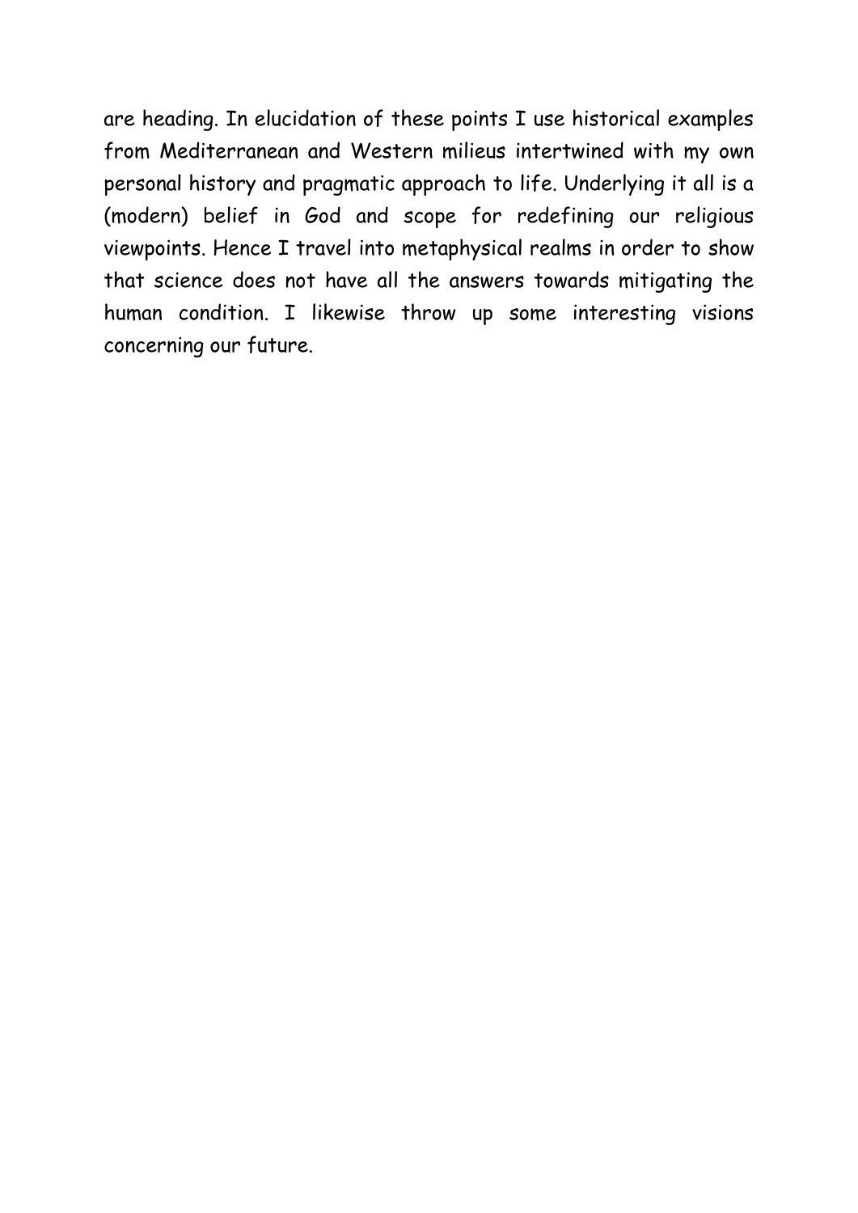are heading. In elucidation of these points I use historical examples from Mediterranean and Western milieus intertwined with my own personal history and pragmatic approach to life. Underlying it all is a (modern) belief in God and scope for redefining our religious viewpoints. Hence I travel into metaphysical realms in order to show that science does not have all the answers towards mitigating the human condition. I likewise throw up some interesting visions concerning our future.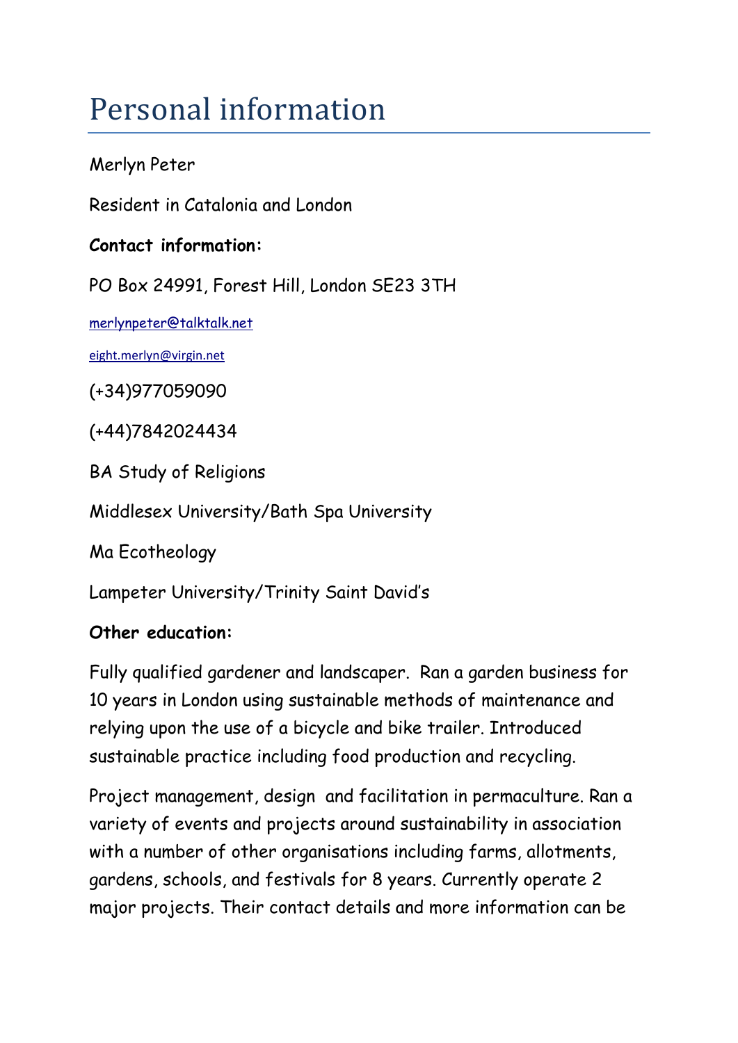# Personal information

Merlyn Peter

Resident in Catalonia and London

**Contact information:**

PO Box 24991, Forest Hill, London SE23 3TH

merlynpeter@talktalk.net

eight.merlyn@virgin.net

(+34)977059090

(+44)7842024434

BA Study of Religions

Middlesex University/Bath Spa University

Ma Ecotheology

Lampeter University/Trinity Saint David's

**Other education:**

Fully qualified gardener and landscaper. Ran a garden business for 10 years in London using sustainable methods of maintenance and relying upon the use of a bicycle and bike trailer. Introduced sustainable practice including food production and recycling.

Project management, design and facilitation in permaculture. Ran a variety of events and projects around sustainability in association with a number of other organisations including farms, allotments, gardens, schools, and festivals for 8 years. Currently operate 2 major projects. Their contact details and more information can be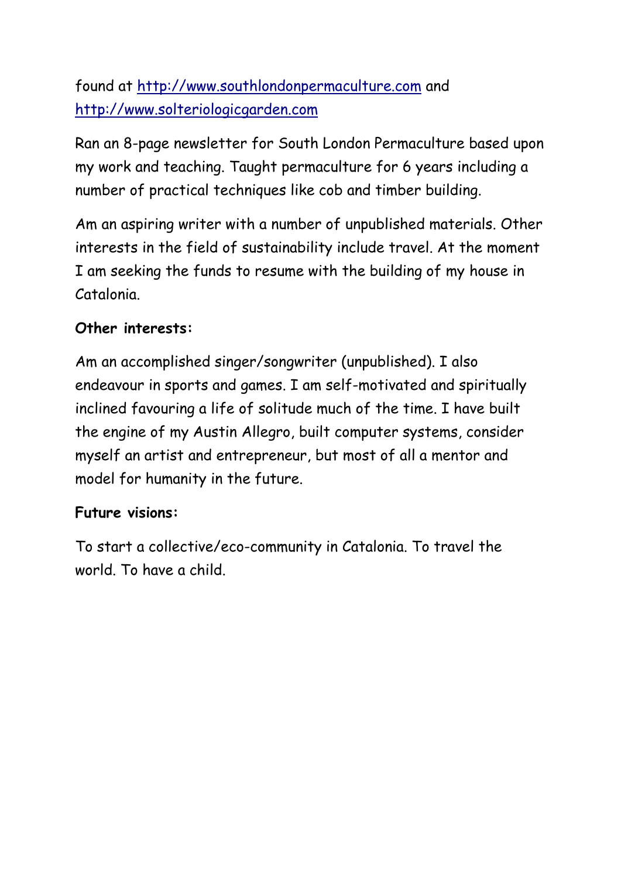found at http://www.southlondonpermaculture.com and http://www.solteriologicgarden.com

Ran an 8-page newsletter for South London Permaculture based upon my work and teaching. Taught permaculture for 6 years including a number of practical techniques like cob and timber building.

Am an aspiring writer with a number of unpublished materials. Other interests in the field of sustainability include travel. At the moment I am seeking the funds to resume with the building of my house in Catalonia.

**Other interests:**

Am an accomplished singer/songwriter (unpublished). I also endeavour in sports and games. I am self-motivated and spiritually inclined favouring a life of solitude much of the time. I have built the engine of my Austin Allegro, built computer systems, consider myself an artist and entrepreneur, but most of all a mentor and model for humanity in the future.

**Future visions:**

To start a collective/eco-community in Catalonia. To travel the world. To have a child.